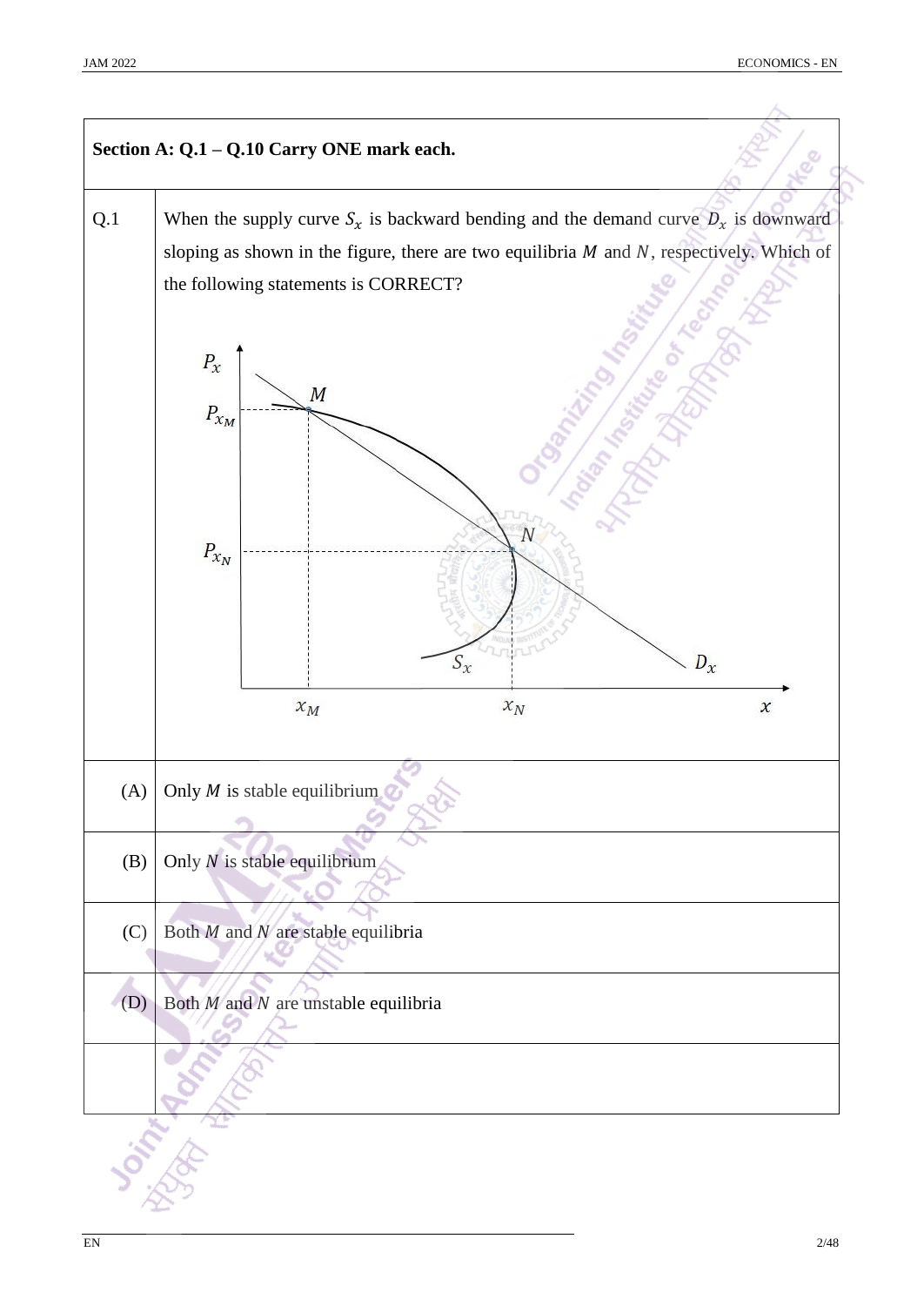**Section A: Q.1 – Q.10 Carry ONE mark each.**

| | |
|---|---|
| Q.1 | When the supply curve $S_x$ is backward bending and the demand curve $D_x$ is downward sloping as shown in the figure, there are two equilibria $M$ and $N$, respectively. Which of the following statements is CORRECT? |
| (A) | Only $M$ is stable equilibrium |
| (B) | Only $N$ is stable equilibrium |
| (C) | Both $M$ and $N$ are stable equilibria |
| (D) | Both $M$ and $N$ are unstable equilibria |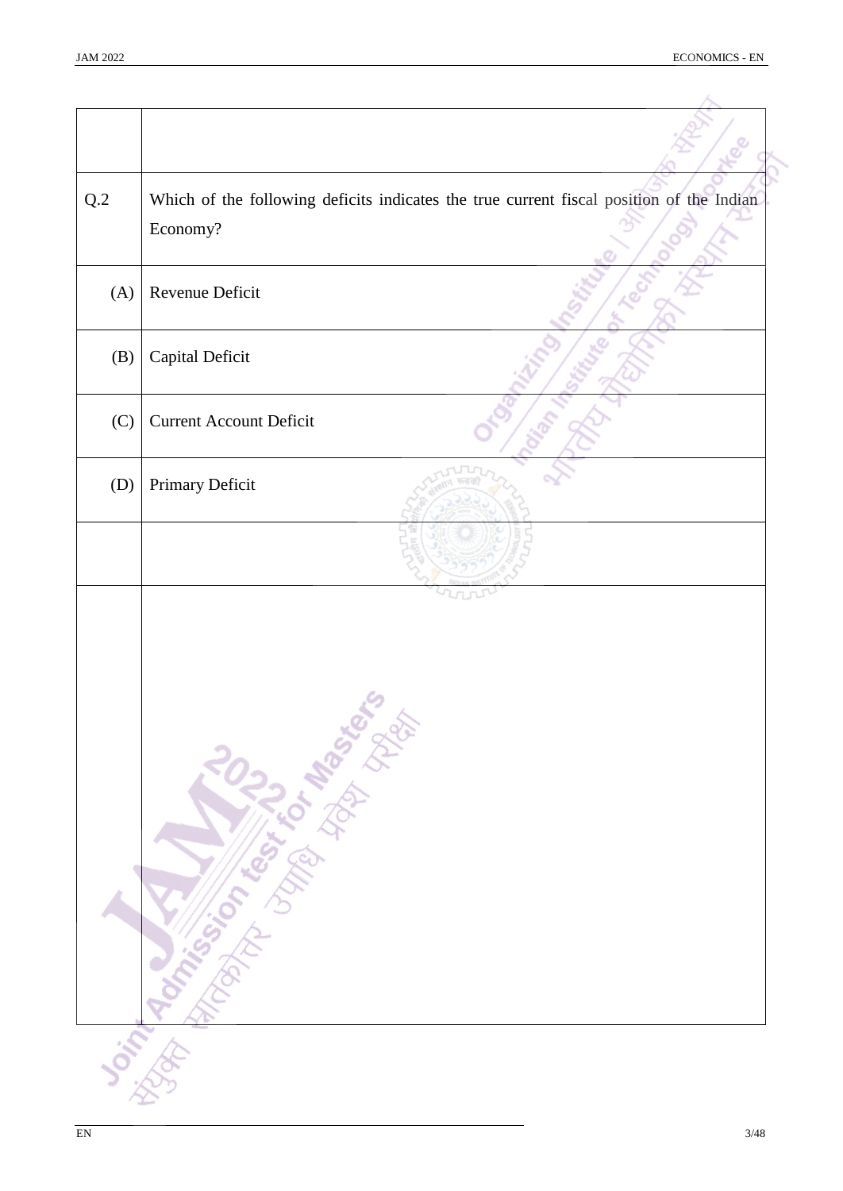| | |
|---|---|
| Q.2 | Which of the following deficits indicates the true current fiscal position of the Indian Economy? |
| (A) | Revenue Deficit |
| (B) | Capital Deficit |
| (C) | Current Account Deficit |
| (D) | Primary Deficit |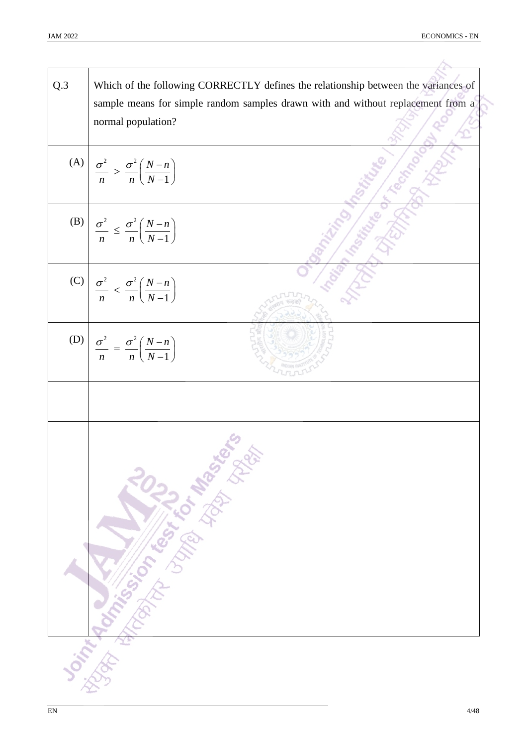| | |
|---|---|
| Q.3 | Which of the following CORRECTLY defines the relationship between the variances of sample means for simple random samples drawn with and without replacement from a normal population? |
| (A) | $\frac{\sigma^2}{n} > \frac{\sigma^2}{n}\left(\frac{N-n}{N-1}\right)$ |
| (B) | $\frac{\sigma^2}{n} \leq \frac{\sigma^2}{n}\left(\frac{N-n}{N-1}\right)$ |
| (C) | $\frac{\sigma^2}{n} < \frac{\sigma^2}{n}\left(\frac{N-n}{N-1}\right)$ |
| (D) | $\frac{\sigma^2}{n} = \frac{\sigma^2}{n}\left(\frac{N-n}{N-1}\right)$ |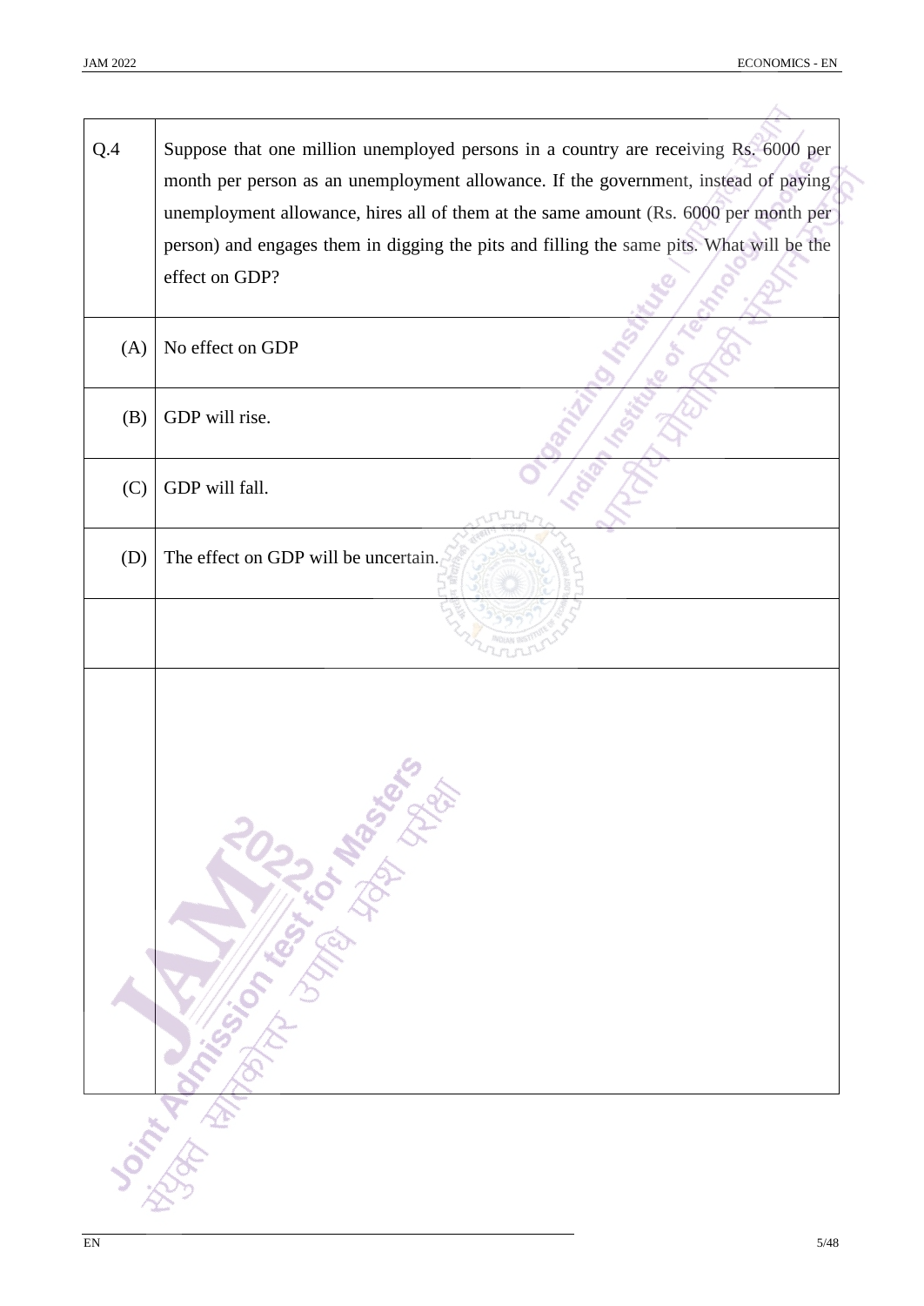| Q.4 | Suppose that one million unemployed persons in a country are receiving Rs. 6000 per month per person as an unemployment allowance. If the government, instead of paying unemployment allowance, hires all of them at the same amount (Rs. 6000 per month per person) and engages them in digging the pits and filling the same pits. What will be the effect on GDP? |
|---|---|
| (A) | No effect on GDP |
| (B) | GDP will rise. |
| (C) | GDP will fall. |
| (D) | The effect on GDP will be uncertain. |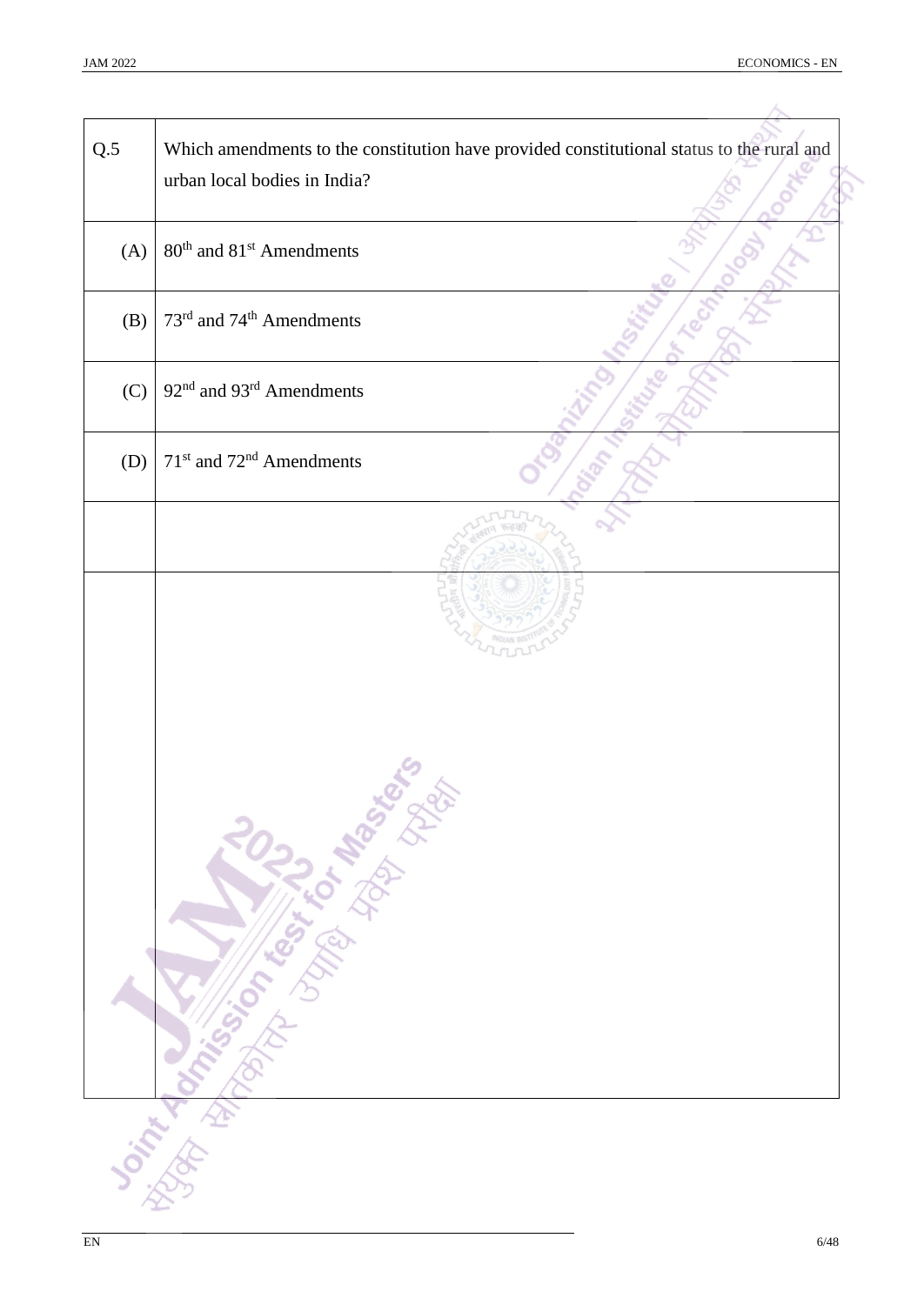| Q.5 | Which amendments to the constitution have provided constitutional status to the rural and urban local bodies in India? |
| --- | --- |
| (A) | $80^{th}$ and $81^{st}$ Amendments |
| (B) | $73^{rd}$ and $74^{th}$ Amendments |
| (C) | $92^{nd}$ and $93^{rd}$ Amendments |
| (D) | $71^{st}$ and $72^{nd}$ Amendments |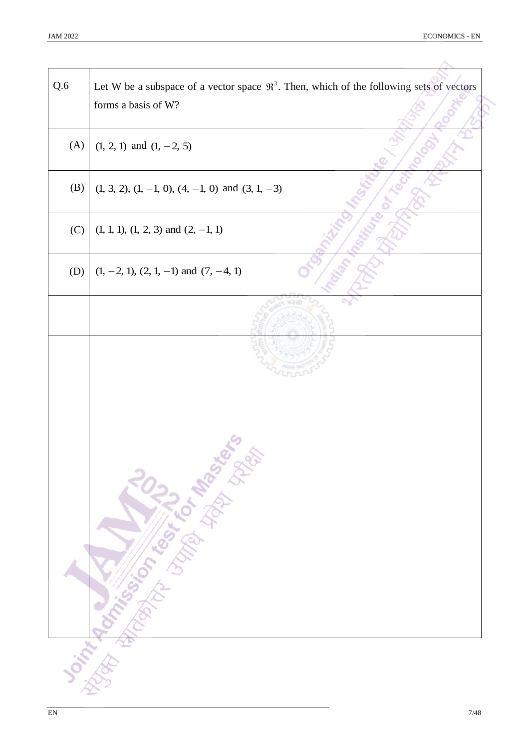| | |
|---|---|
| Q.6 | Let W be a subspace of a vector space $\mathfrak{R}^3$. Then, which of the following sets of vectors forms a basis of W? |
| (A) | $(1, 2, 1)$ and $(1, -2, 5)$ |
| (B) | $(1, 3, 2)$, $(1, -1, 0)$, $(4, -1, 0)$ and $(3, 1, -3)$ |
| (C) | $(1, 1, 1)$, $(1, 2, 3)$ and $(2, -1, 1)$ |
| (D) | $(1, -2, 1)$, $(2, 1, -1)$ and $(7, -4, 1)$ |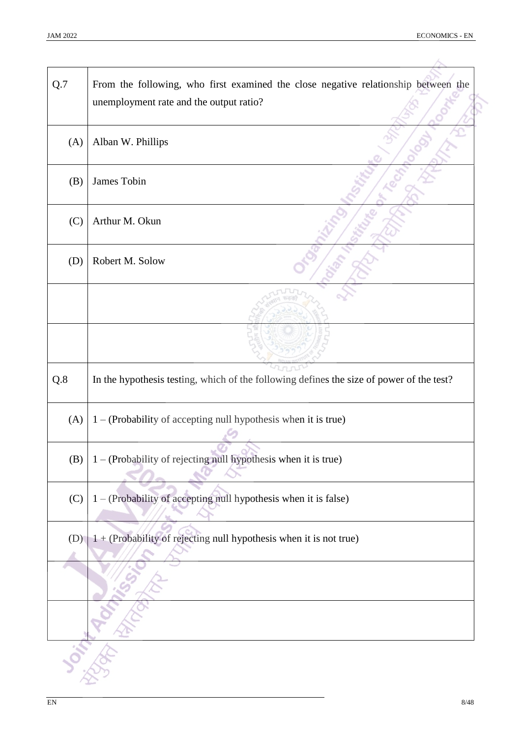| Q.7 | From the following, who first examined the close negative relationship between the unemployment rate and the output ratio? |
|---|---|
| (A) | Alban W. Phillips |
| (B) | James Tobin |
| (C) | Arthur M. Okun |
| (D) | Robert M. Solow |

| Q.8 | In the hypothesis testing, which of the following defines the size of power of the test? |
|---|---|
| (A) | 1 – (Probability of accepting null hypothesis when it is true) |
| (B) | 1 – (Probability of rejecting null hypothesis when it is true) |
| (C) | 1 – (Probability of accepting null hypothesis when it is false) |
| (D) | 1 + (Probability of rejecting null hypothesis when it is not true) |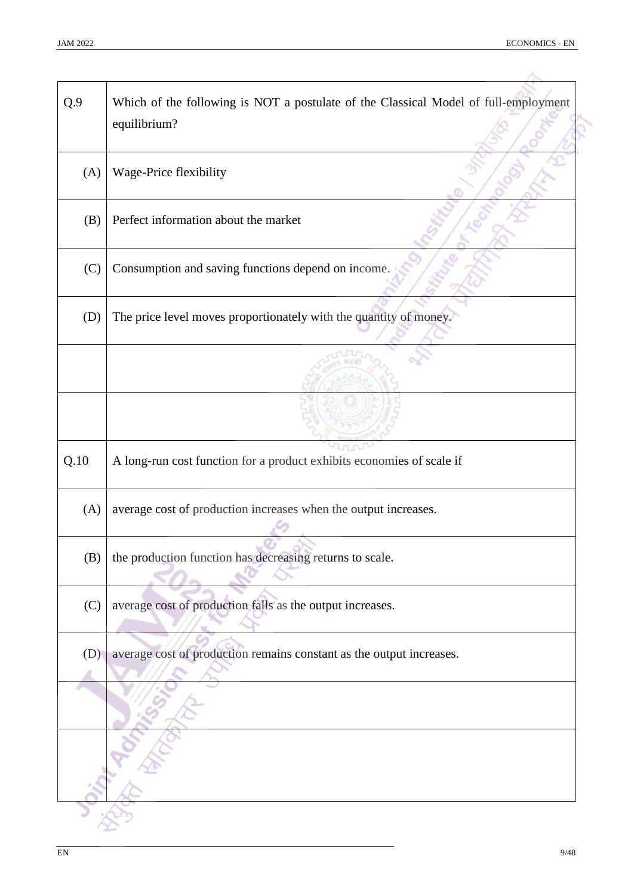| | |
|---|---|
| Q.9 | Which of the following is NOT a postulate of the Classical Model of full-employment equilibrium? |
| (A) | Wage-Price flexibility |
| (B) | Perfect information about the market |
| (C) | Consumption and saving functions depend on income. |
| (D) | The price level moves proportionately with the quantity of money. |

| | |
|---|---|
| Q.10 | A long-run cost function for a product exhibits economies of scale if |
| (A) | average cost of production increases when the output increases. |
| (B) | the production function has decreasing returns to scale. |
| (C) | average cost of production falls as the output increases. |
| (D) | average cost of production remains constant as the output increases. |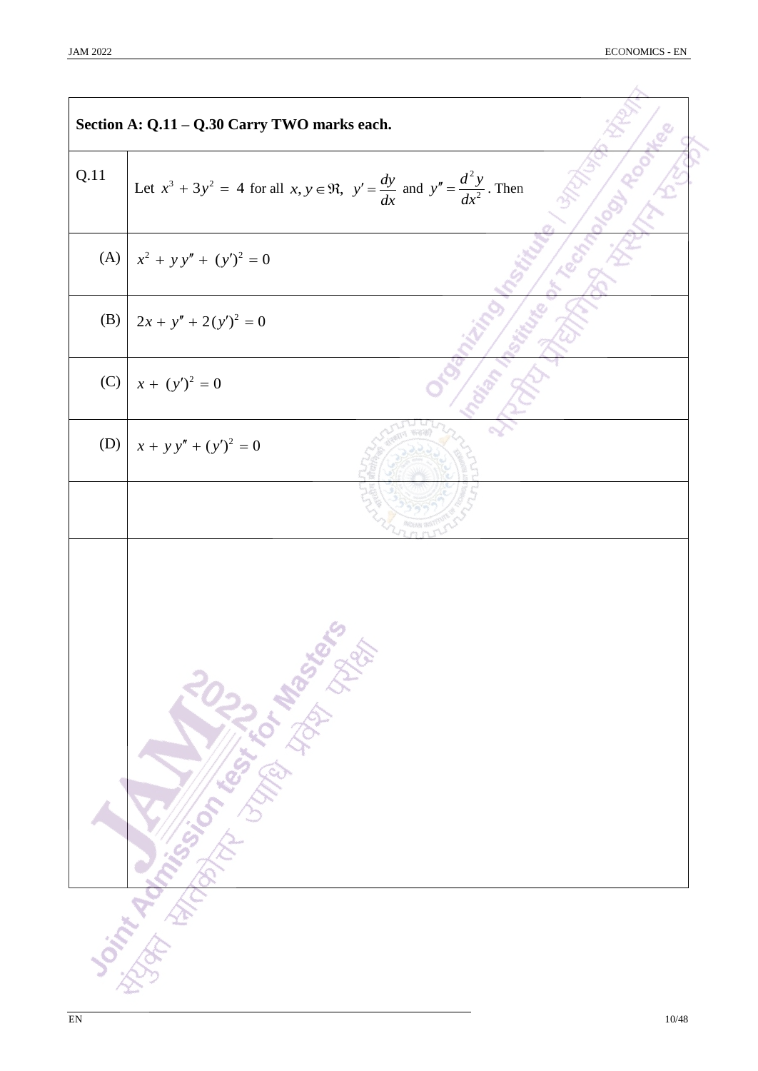**Section A: Q.11 – Q.30 Carry TWO marks each.**

| | |
|---|---|
| Q.11 | Let $x^3 + 3y^2 = 4$ for all $x, y \in \Re$, $y' = \frac{dy}{dx}$ and $y'' = \frac{d^2y}{dx^2}$. Then |
| (A) | $x^2 + y\,y'' + (y')^2 = 0$ |
| (B) | $2x + y'' + 2(y')^2 = 0$ |
| (C) | $x + (y')^2 = 0$ |
| (D) | $x + y\,y'' + (y')^2 = 0$ |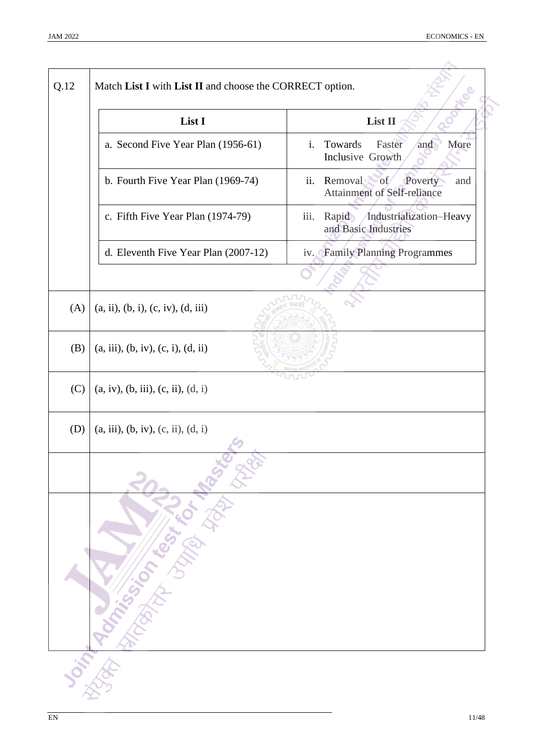Q.12 Match **List I** with **List II** and choose the CORRECT option.

| List I | List II |
|---|---|
| a. Second Five Year Plan (1956-61) | i. Towards Faster and More Inclusive Growth |
| b. Fourth Five Year Plan (1969-74) | ii. Removal of Poverty and Attainment of Self-reliance |
| c. Fifth Five Year Plan (1974-79) | iii. Rapid Industrialization–Heavy and Basic Industries |
| d. Eleventh Five Year Plan (2007-12) | iv. Family Planning Programmes |

(A) (a, ii), (b, i), (c, iv), (d, iii)

(B) (a, iii), (b, iv), (c, i), (d, ii)

(C) (a, iv), (b, iii), (c, ii), (d, i)

(D) (a, iii), (b, iv), (c, ii), (d, i)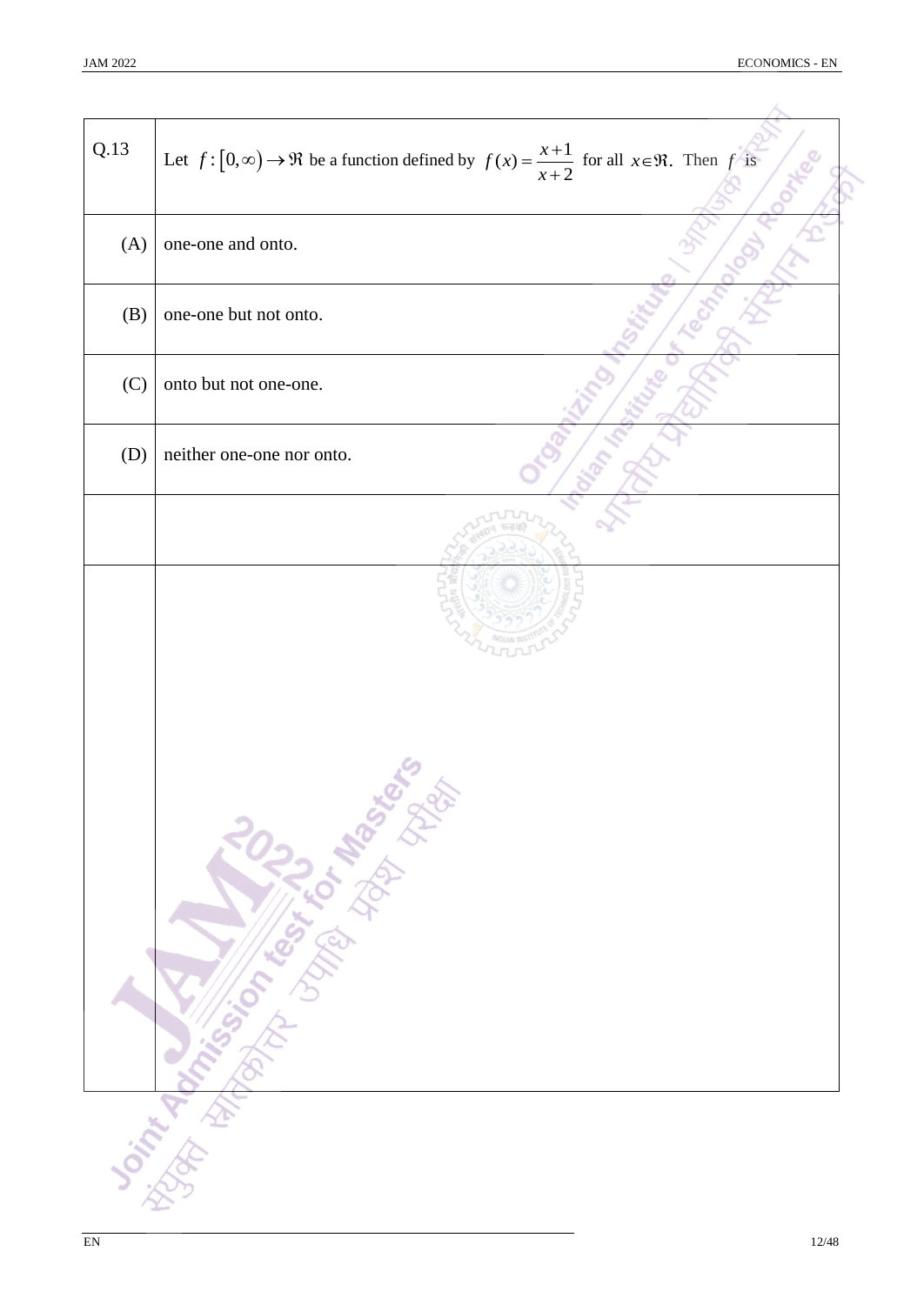| Q.13 | Let $f:[0,\infty)\rightarrow\Re$ be a function defined by $f(x)=\dfrac{x+1}{x+2}$ for all $x\in\Re$. Then $f$ is |
|---|---|
| (A) | one-one and onto. |
| (B) | one-one but not onto. |
| (C) | onto but not one-one. |
| (D) | neither one-one nor onto. |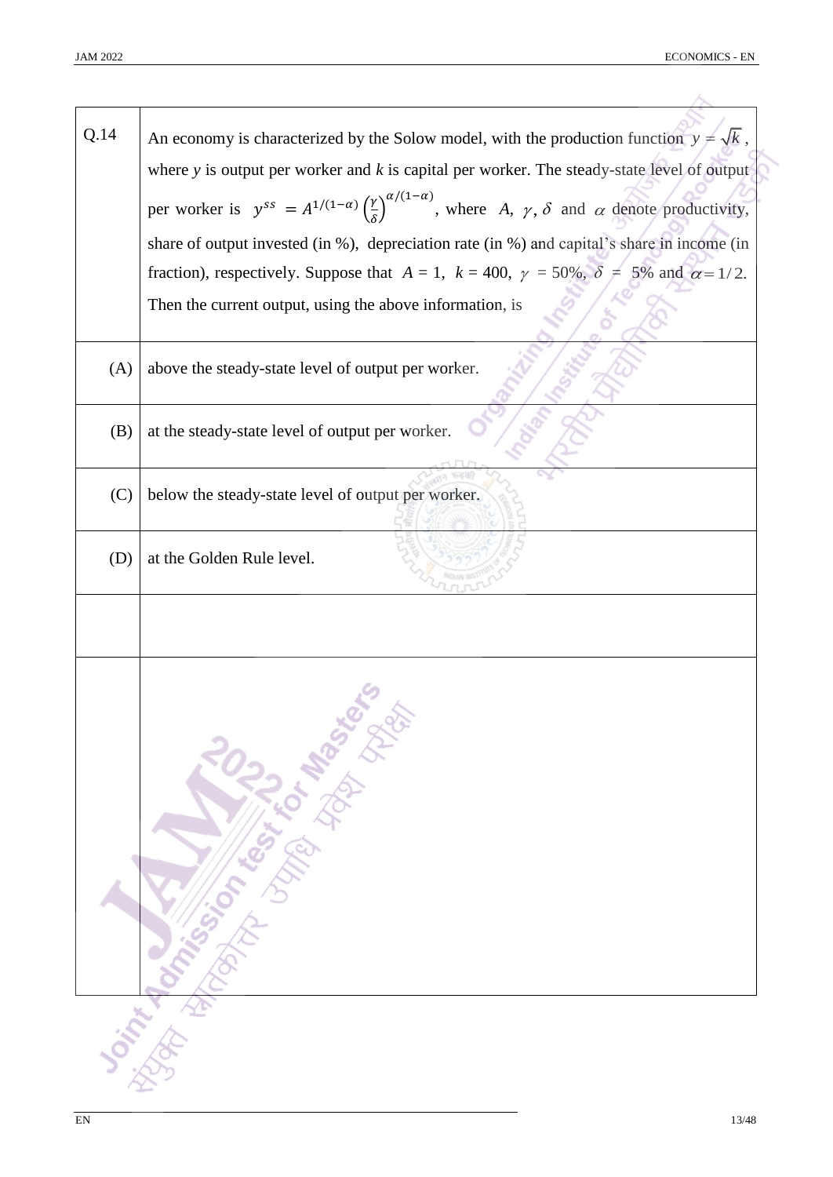Q.14 An economy is characterized by the Solow model, with the production function $y = \sqrt{k}$, where $y$ is output per worker and $k$ is capital per worker. The steady-state level of output per worker is $y^{ss} = A^{1/(1-\alpha)} \left(\frac{\gamma}{\delta}\right)^{\alpha/(1-\alpha)}$, where $A$, $\gamma$, $\delta$ and $\alpha$ denote productivity, share of output invested (in %), depreciation rate (in %) and capital's share in income (in fraction), respectively. Suppose that $A = 1$, $k = 400$, $\gamma = 50\%$, $\delta = 5\%$ and $\alpha = 1/2$. Then the current output, using the above information, is

(A) above the steady-state level of output per worker.

(B) at the steady-state level of output per worker.

(C) below the steady-state level of output per worker.

(D) at the Golden Rule level.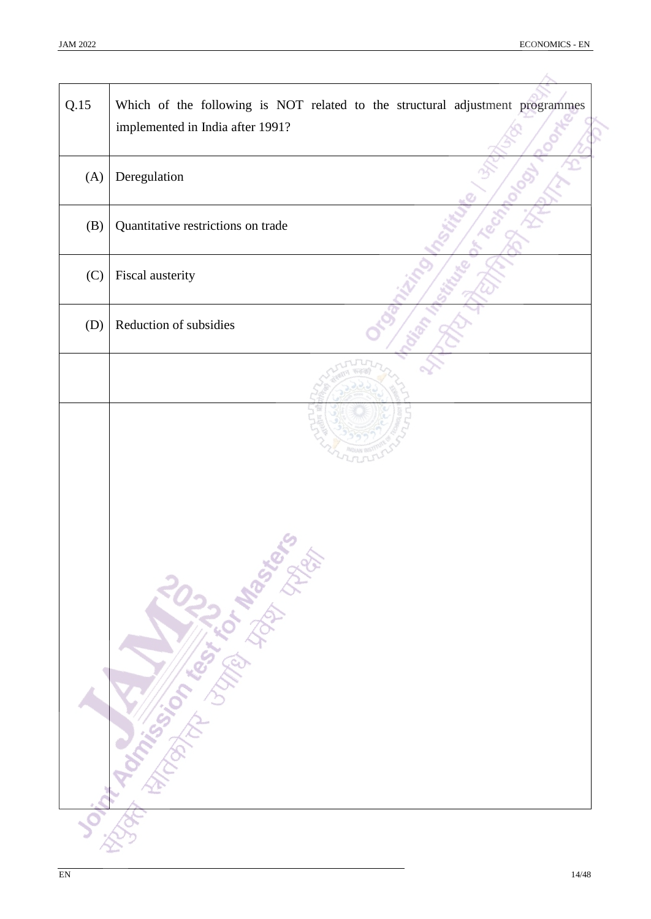| Q.15 | Which of the following is NOT related to the structural adjustment programmes implemented in India after 1991? |
|---|---|
| (A) | Deregulation |
| (B) | Quantitative restrictions on trade |
| (C) | Fiscal austerity |
| (D) | Reduction of subsidies |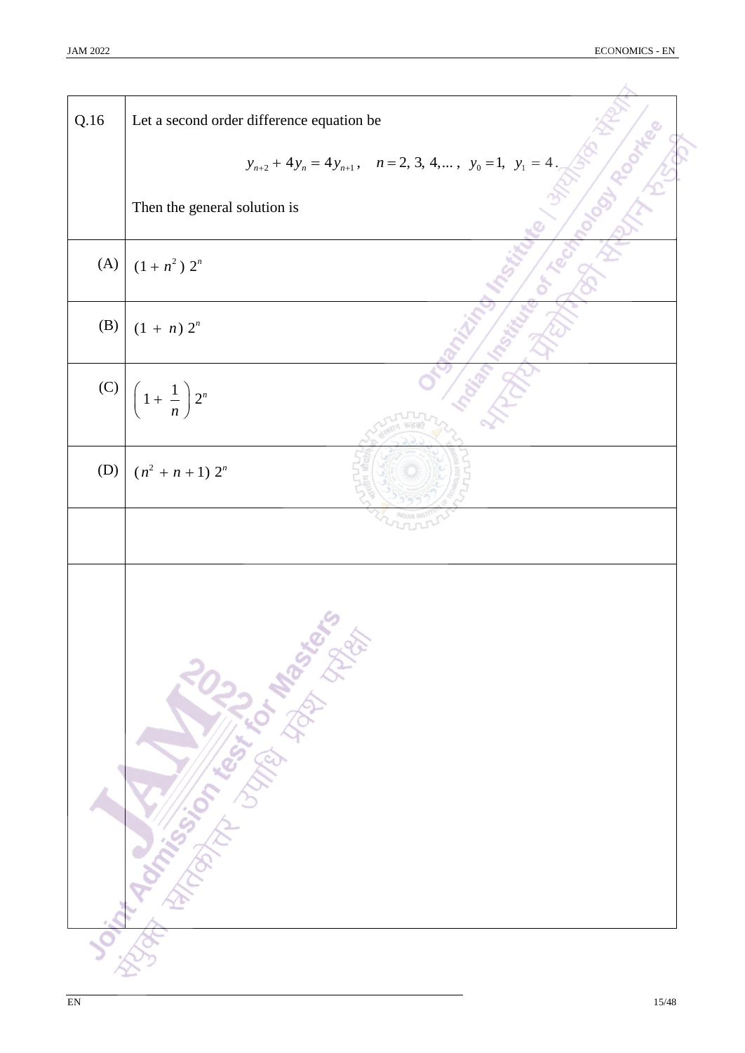| Q.16 | Let a second order difference equation be $$y_{n+2} + 4y_n = 4y_{n+1}, \quad n = 2, 3, 4, \dots, \; y_0 = 1, \; y_1 = 4.$$ Then the general solution is |
| --- | --- |
| (A) | $(1 + n^2)\ 2^n$ |
| (B) | $(1 + n)\ 2^n$ |
| (C) | $\left(1 + \frac{1}{n}\right) 2^n$ |
| (D) | $(n^2 + n + 1)\ 2^n$ |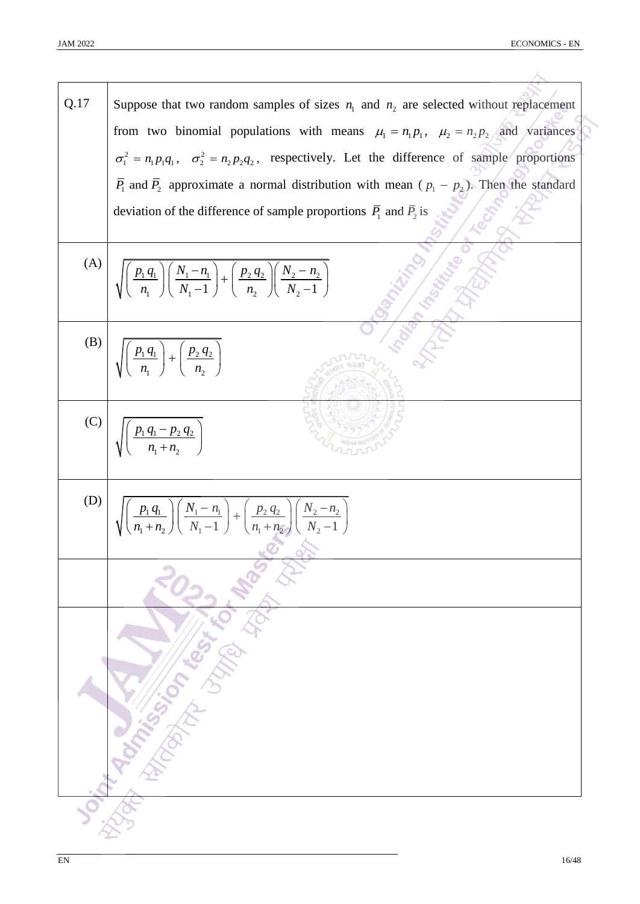**Q.17** Suppose that two random samples of sizes $n_1$ and $n_2$ are selected without replacement from two binomial populations with means $\mu_1 = n_1 p_1$, $\mu_2 = n_2 p_2$ and variances $\sigma_1^2 = n_1 p_1 q_1$, $\sigma_2^2 = n_2 p_2 q_2$, respectively. Let the difference of sample proportions $\bar{P}_1$ and $\bar{P}_2$ approximate a normal distribution with mean ($p_1 - p_2$). Then the standard deviation of the difference of sample proportions $\bar{P}_1$ and $\bar{P}_2$ is

(A) $\sqrt{\left(\dfrac{p_1 q_1}{n_1}\right)\left(\dfrac{N_1 - n_1}{N_1 - 1}\right) + \left(\dfrac{p_2 q_2}{n_2}\right)\left(\dfrac{N_2 - n_2}{N_2 - 1}\right)}$

(B) $\sqrt{\left(\dfrac{p_1 q_1}{n_1}\right) + \left(\dfrac{p_2 q_2}{n_2}\right)}$

(C) $\sqrt{\left(\dfrac{p_1 q_1 - p_2 q_2}{n_1 + n_2}\right)}$

(D) $\sqrt{\left(\dfrac{p_1 q_1}{n_1 + n_2}\right)\left(\dfrac{N_1 - n_1}{N_1 - 1}\right) + \left(\dfrac{p_2 q_2}{n_1 + n_2}\right)\left(\dfrac{N_2 - n_2}{N_2 - 1}\right)}$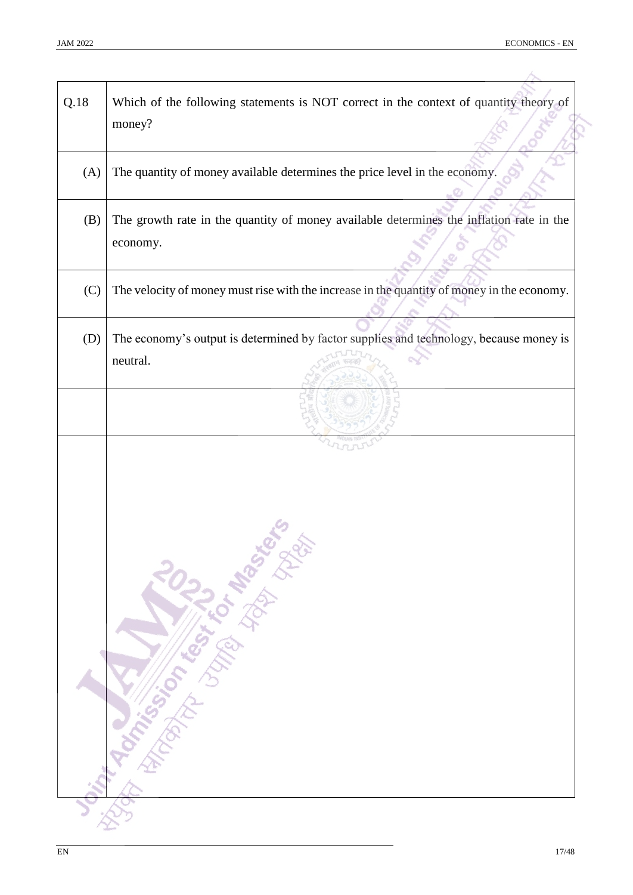Q.18 Which of the following statements is NOT correct in the context of quantity theory of money?

(A) The quantity of money available determines the price level in the economy.

(B) The growth rate in the quantity of money available determines the inflation rate in the economy.

(C) The velocity of money must rise with the increase in the quantity of money in the economy.

(D) The economy's output is determined by factor supplies and technology, because money is neutral.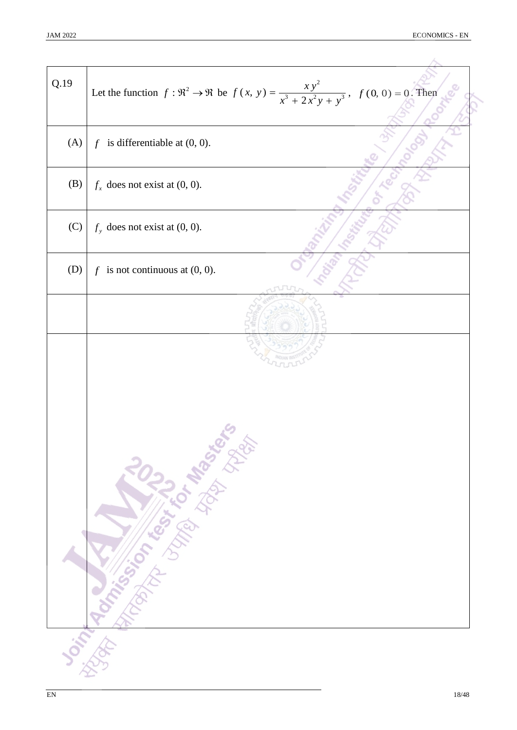Q.19 Let the function $f : \Re^2 \to \Re$ be $f(x, y) = \dfrac{x y^2}{x^3 + 2x^2 y + y^3}$, $f(0, 0) = 0$. Then

(A) $f$ is differentiable at (0, 0).

(B) $f_x$ does not exist at (0, 0).

(C) $f_y$ does not exist at (0, 0).

(D) $f$ is not continuous at (0, 0).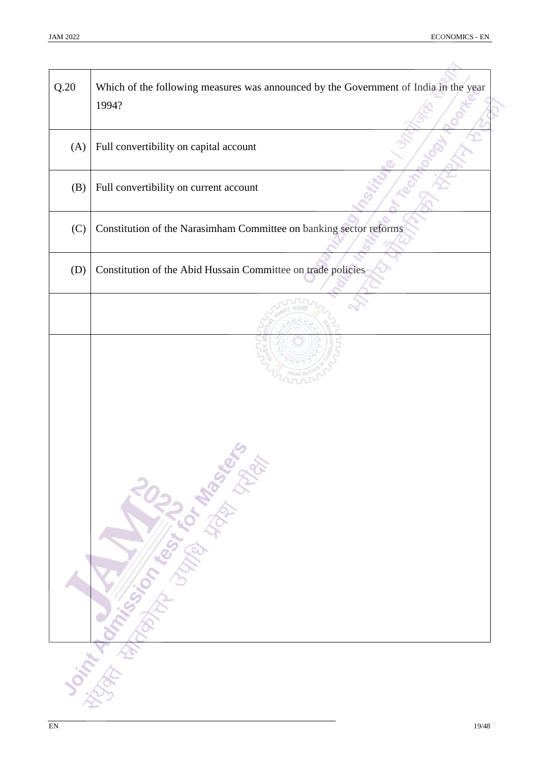| Q.20 | Which of the following measures was announced by the Government of India in the year 1994? |
|---|---|
| (A) | Full convertibility on capital account |
| (B) | Full convertibility on current account |
| (C) | Constitution of the Narasimham Committee on banking sector reforms |
| (D) | Constitution of the Abid Hussain Committee on trade policies |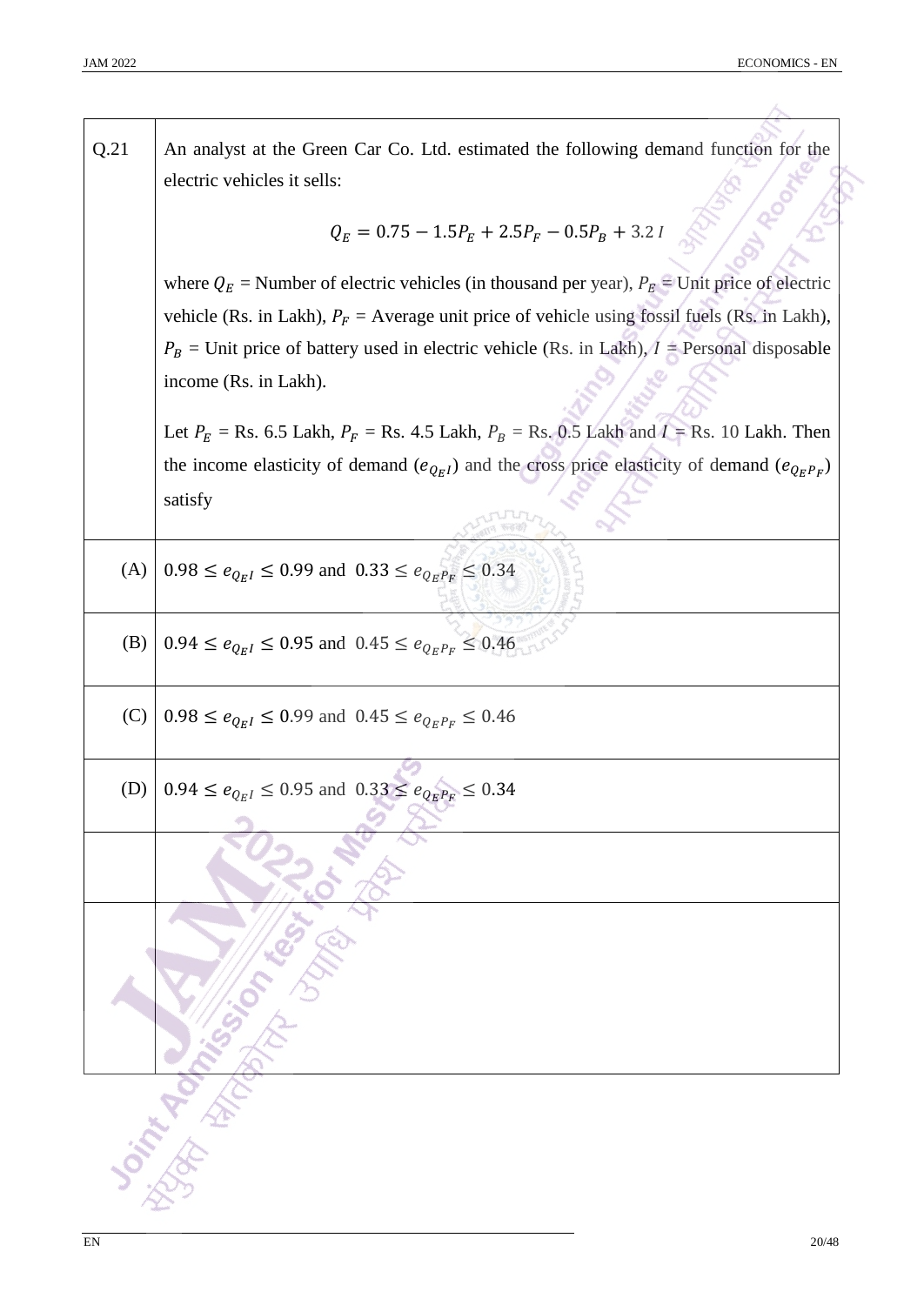Q.21 An analyst at the Green Car Co. Ltd. estimated the following demand function for the electric vehicles it sells:

$$Q_E = 0.75 - 1.5P_E + 2.5P_F - 0.5P_B + 3.2\,I$$

where $Q_E$ = Number of electric vehicles (in thousand per year), $P_E$ = Unit price of electric vehicle (Rs. in Lakh), $P_F$ = Average unit price of vehicle using fossil fuels (Rs. in Lakh), $P_B$ = Unit price of battery used in electric vehicle (Rs. in Lakh), $I$ = Personal disposable income (Rs. in Lakh).

Let $P_E$ = Rs. 6.5 Lakh, $P_F$ = Rs. 4.5 Lakh, $P_B$ = Rs. 0.5 Lakh and $I$ = Rs. 10 Lakh. Then the income elasticity of demand ($e_{Q_E I}$) and the cross price elasticity of demand ($e_{Q_E P_F}$) satisfy

(A) $0.98 \leq e_{Q_E I} \leq 0.99$ and $0.33 \leq e_{Q_E P_F} \leq 0.34$

(B) $0.94 \leq e_{Q_E I} \leq 0.95$ and $0.45 \leq e_{Q_E P_F} \leq 0.46$

(C) $0.98 \leq e_{Q_E I} \leq 0.99$ and $0.45 \leq e_{Q_E P_F} \leq 0.46$

(D) $0.94 \leq e_{Q_E I} \leq 0.95$ and $0.33 \leq e_{Q_E P_F} \leq 0.34$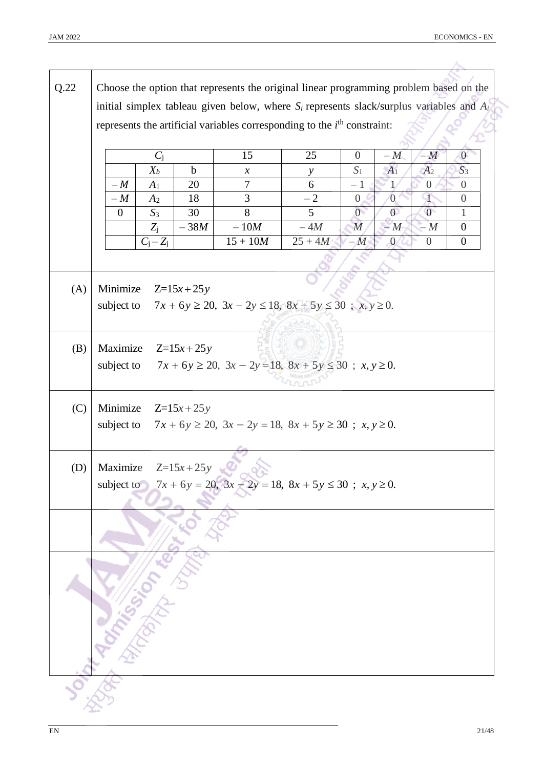**Q.22** Choose the option that represents the original linear programming problem based on the initial simplex tableau given below, where $S_i$ represents slack/surplus variables and $A_i$ represents the artificial variables corresponding to the $i^{\text{th}}$ constraint:

| | $C_j$ | | 15 | 25 | 0 | $-M$ | $-M$ | 0 |
|---|---|---|---|---|---|---|---|---|
| | $X_b$ | b | $x$ | $y$ | $S_1$ | $A_1$ | $A_2$ | $S_3$ |
| $-M$ | $A_1$ | 20 | 7 | 6 | $-1$ | 1 | 0 | 0 |
| $-M$ | $A_2$ | 18 | 3 | $-2$ | 0 | 0 | 1 | 0 |
| 0 | $S_3$ | 30 | 8 | 5 | 0 | 0 | 0 | 1 |
| | $Z_j$ | $-38M$ | $-10M$ | $-4M$ | $M$ | $-M$ | $-M$ | 0 |
| | $C_j - Z_j$ | | $15 + 10M$ | $25 + 4M$ | $-M$ | 0 | 0 | 0 |

(A) Minimize $Z = 15x + 25y$
subject to $7x + 6y \geq 20,\ 3x - 2y \leq 18,\ 8x + 5y \leq 30\ ;\ x, y \geq 0.$

(B) Maximize $Z = 15x + 25y$
subject to $7x + 6y \geq 20,\ 3x - 2y = 18,\ 8x + 5y \leq 30\ ;\ x, y \geq 0.$

(C) Minimize $Z = 15x + 25y$
subject to $7x + 6y \geq 20,\ 3x - 2y = 18,\ 8x + 5y \geq 30\ ;\ x, y \geq 0.$

(D) Maximize $Z = 15x + 25y$
subject to $7x + 6y = 20,\ 3x - 2y = 18,\ 8x + 5y \leq 30\ ;\ x, y \geq 0.$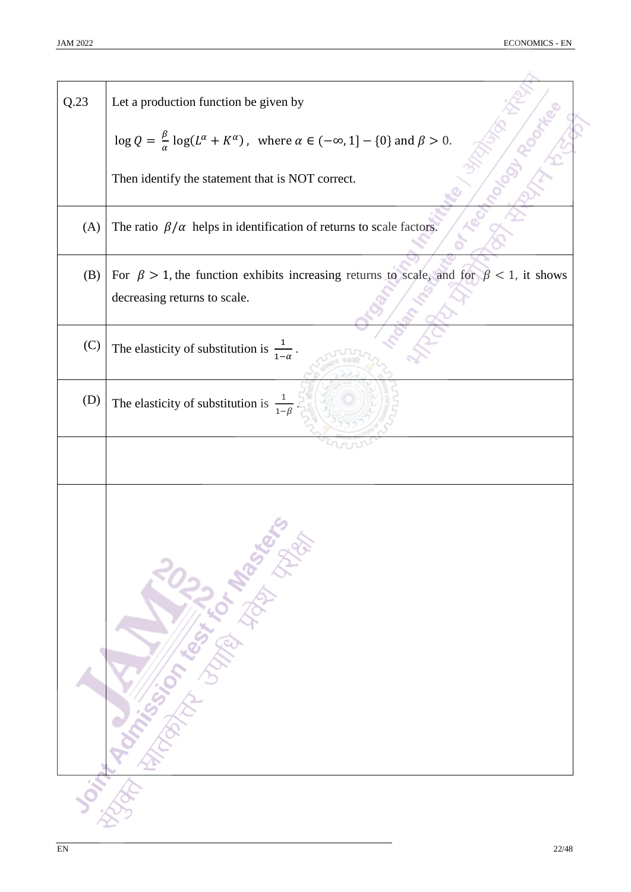Q.23 Let a production function be given by

$$\log Q = \frac{\beta}{\alpha} \log(L^{\alpha} + K^{\alpha}), \quad \text{where } \alpha \in (-\infty, 1] - \{0\} \text{ and } \beta > 0.$$

Then identify the statement that is NOT correct.

(A) The ratio $\beta/\alpha$ helps in identification of returns to scale factors.

(B) For $\beta > 1$, the function exhibits increasing returns to scale, and for $\beta < 1$, it shows decreasing returns to scale.

(C) The elasticity of substitution is $\frac{1}{1-\alpha}$.

(D) The elasticity of substitution is $\frac{1}{1-\beta}$.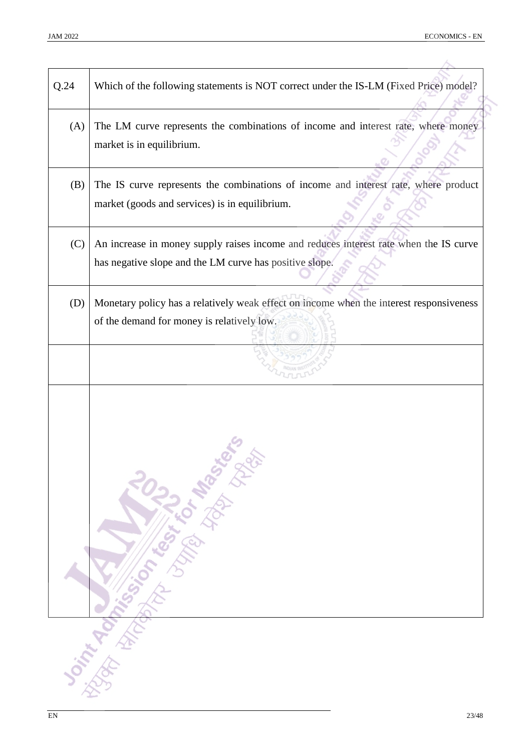| Q.24 | Which of the following statements is NOT correct under the IS-LM (Fixed Price) model? |
|---|---|
| (A) | The LM curve represents the combinations of income and interest rate, where money market is in equilibrium. |
| (B) | The IS curve represents the combinations of income and interest rate, where product market (goods and services) is in equilibrium. |
| (C) | An increase in money supply raises income and reduces interest rate when the IS curve has negative slope and the LM curve has positive slope. |
| (D) | Monetary policy has a relatively weak effect on income when the interest responsiveness of the demand for money is relatively low. |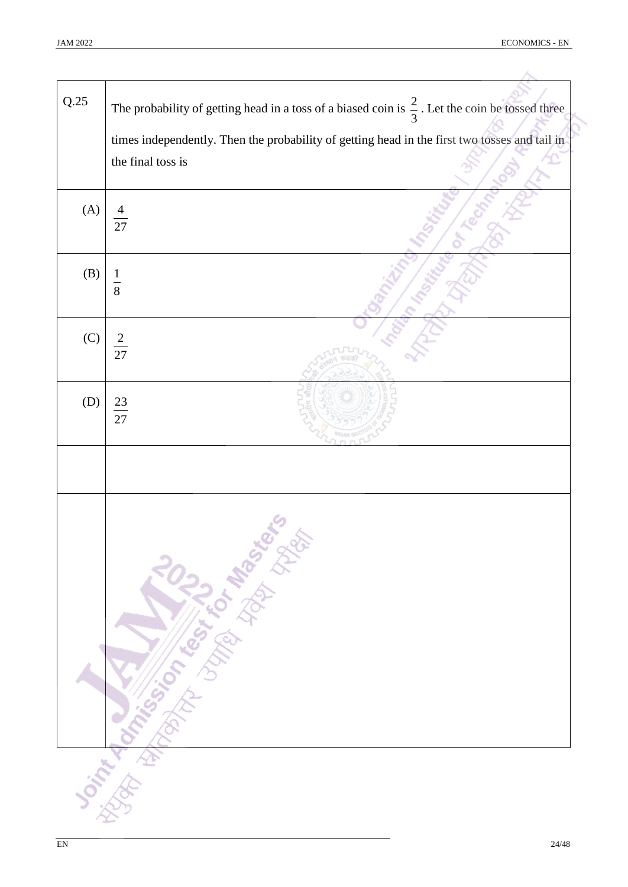| Q.25 | The probability of getting head in a toss of a biased coin is $\frac{2}{3}$. Let the coin be tossed three times independently. Then the probability of getting head in the first two tosses and tail in the final toss is |
|---|---|
| (A) | $\frac{4}{27}$ |
| (B) | $\frac{1}{8}$ |
| (C) | $\frac{2}{27}$ |
| (D) | $\frac{23}{27}$ |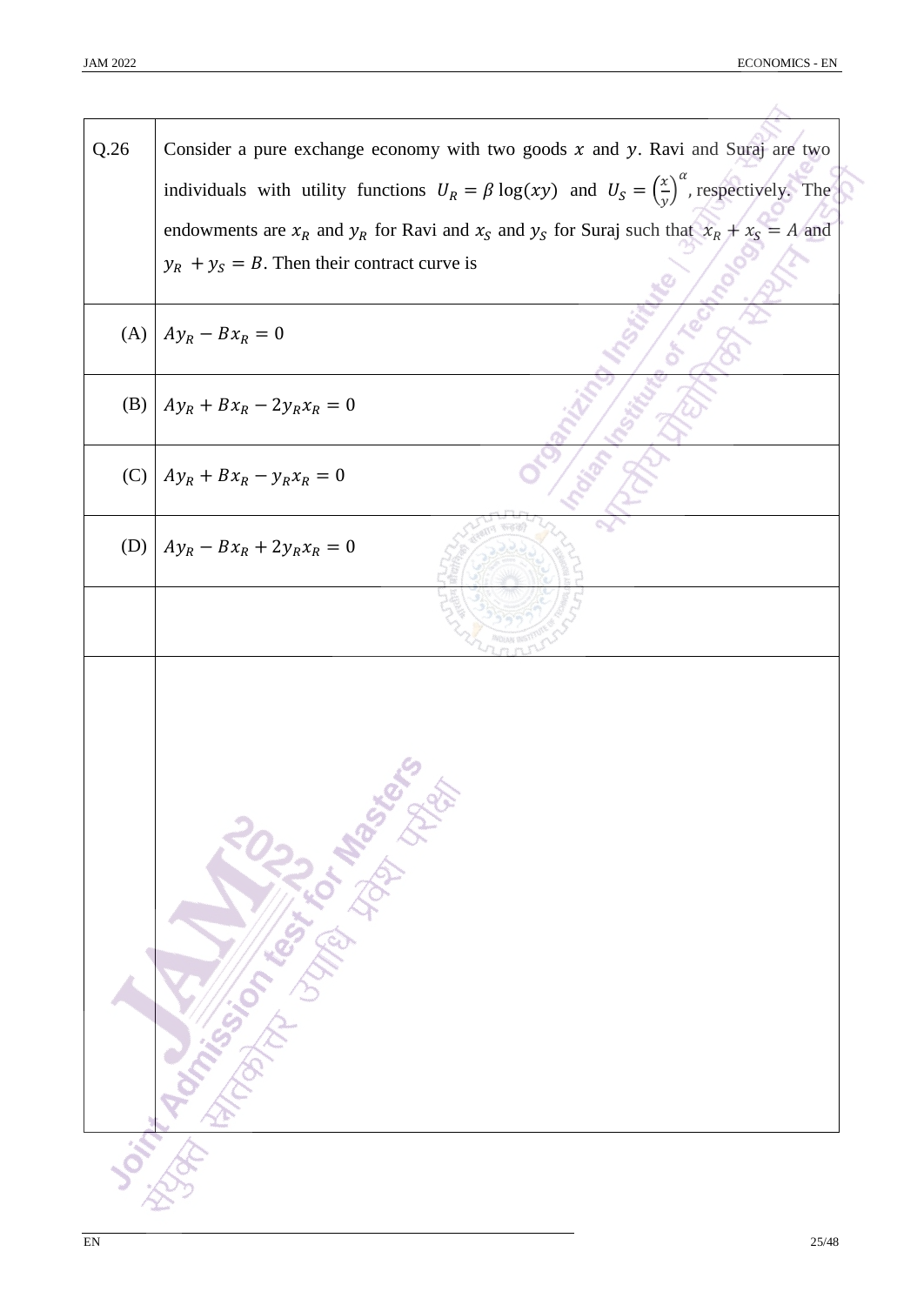| Q.26 | Consider a pure exchange economy with two goods $x$ and $y$. Ravi and Suraj are two individuals with utility functions $U_R = \beta \log(xy)$ and $U_S = \left(\frac{x}{y}\right)^{\alpha}$, respectively. The endowments are $x_R$ and $y_R$ for Ravi and $x_S$ and $y_S$ for Suraj such that $x_R + x_S = A$ and $y_R + y_S = B$. Then their contract curve is |
|---|---|
| (A) | $Ay_R - Bx_R = 0$ |
| (B) | $Ay_R + Bx_R - 2y_R x_R = 0$ |
| (C) | $Ay_R + Bx_R - y_R x_R = 0$ |
| (D) | $Ay_R - Bx_R + 2y_R x_R = 0$ |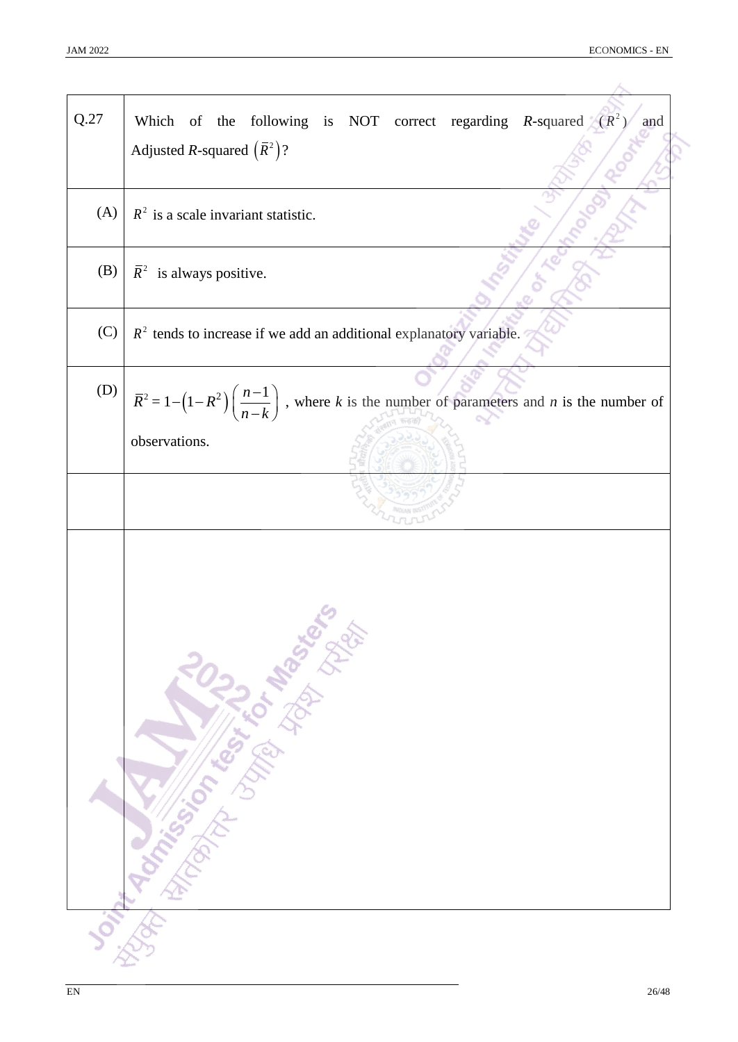| Q.27 | Which of the following is NOT correct regarding *R*-squared $(R^2)$ and Adjusted *R*-squared $(\bar{R}^2)$? |
|---|---|
| (A) | $R^2$ is a scale invariant statistic. |
| (B) | $\bar{R}^2$ is always positive. |
| (C) | $R^2$ tends to increase if we add an additional explanatory variable. |
| (D) | $\bar{R}^2 = 1 - (1 - R^2)\left(\frac{n-1}{n-k}\right)$, where *k* is the number of parameters and *n* is the number of observations. |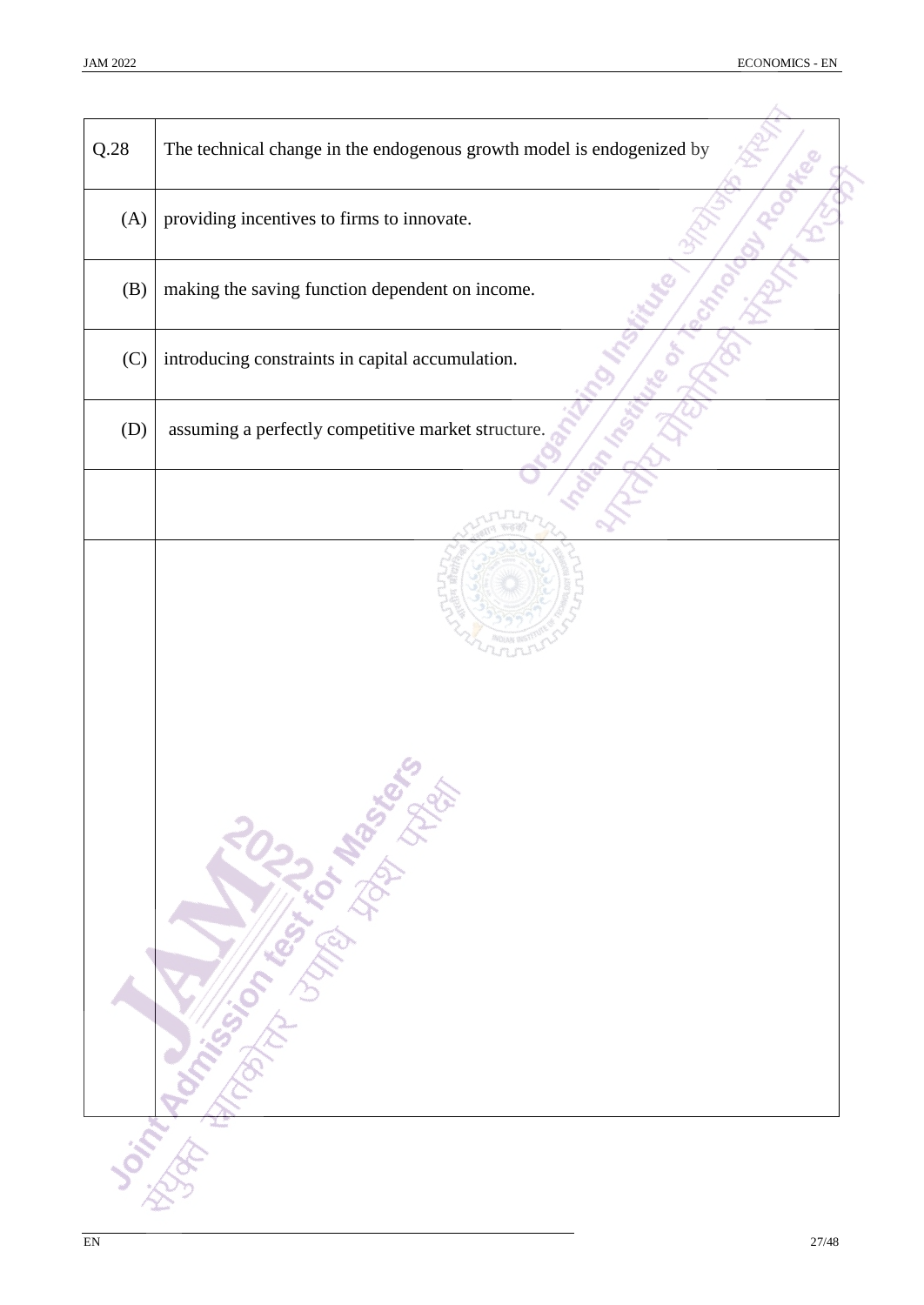| Q.28 | The technical change in the endogenous growth model is endogenized by |
|---|---|
| (A) | providing incentives to firms to innovate. |
| (B) | making the saving function dependent on income. |
| (C) | introducing constraints in capital accumulation. |
| (D) | assuming a perfectly competitive market structure. |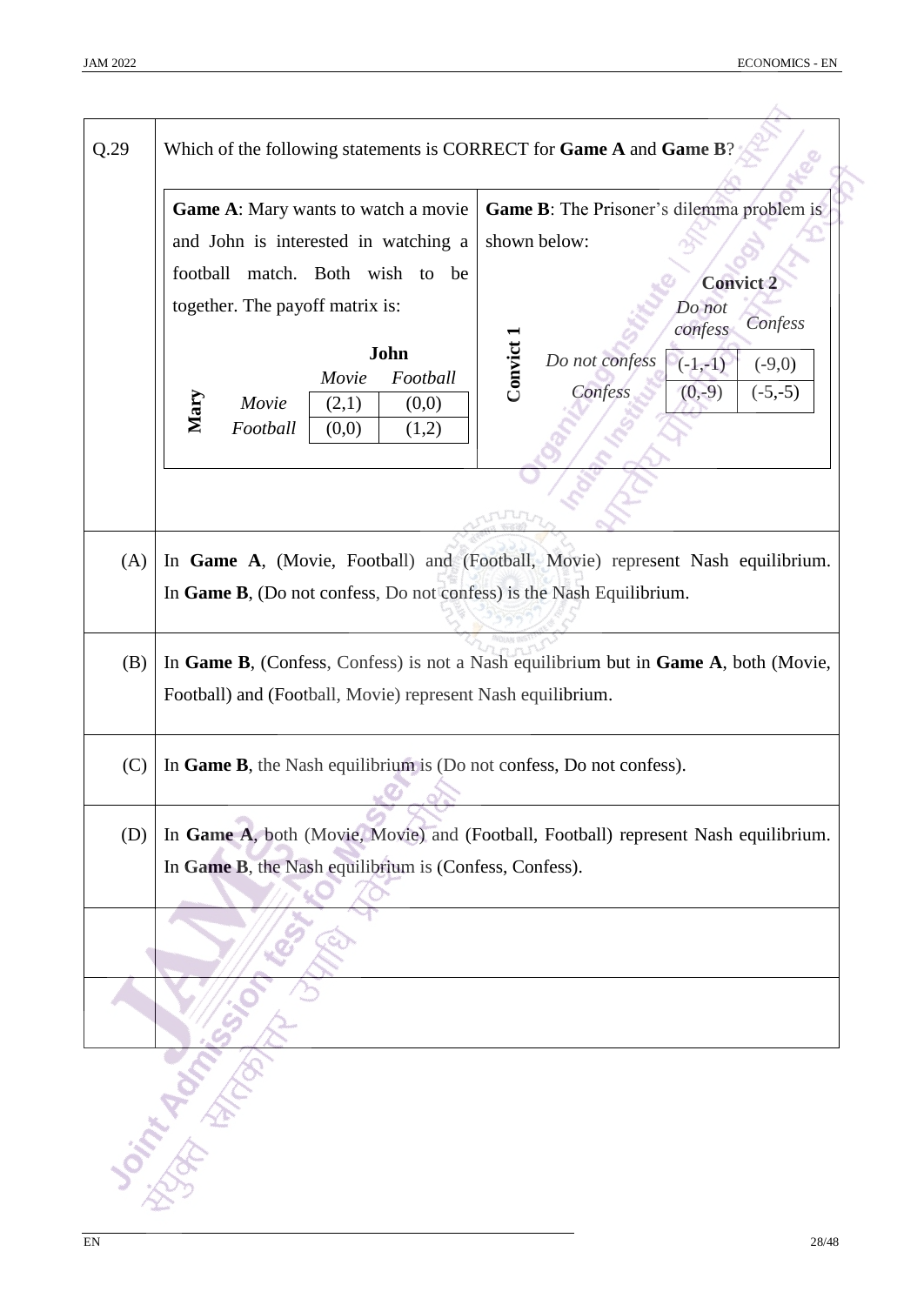Q.29 Which of the following statements is CORRECT for **Game A** and **Game B**?

**Game A**: Mary wants to watch a movie and John is interested in watching a football match. Both wish to be together. The payoff matrix is:

| | | John | |
|---|---|---|---|
| | | *Movie* | *Football* |
| **Mary** | *Movie* | (2,1) | (0,0) |
| | *Football* | (0,0) | (1,2) |

**Game B**: The Prisoner's dilemma problem is shown below:

| | | Convict 2 | |
|---|---|---|---|
| | | *Do not confess* | *Confess* |
| **Convict 1** | *Do not confess* | (-1,-1) | (-9,0) |
| | *Confess* | (0,-9) | (-5,-5) |

(A) In **Game A**, (Movie, Football) and (Football, Movie) represent Nash equilibrium. In **Game B**, (Do not confess, Do not confess) is the Nash Equilibrium.

(B) In **Game B**, (Confess, Confess) is not a Nash equilibrium but in **Game A**, both (Movie, Football) and (Football, Movie) represent Nash equilibrium.

(C) In **Game B**, the Nash equilibrium is (Do not confess, Do not confess).

(D) In **Game A**, both (Movie, Movie) and (Football, Football) represent Nash equilibrium. In **Game B**, the Nash equilibrium is (Confess, Confess).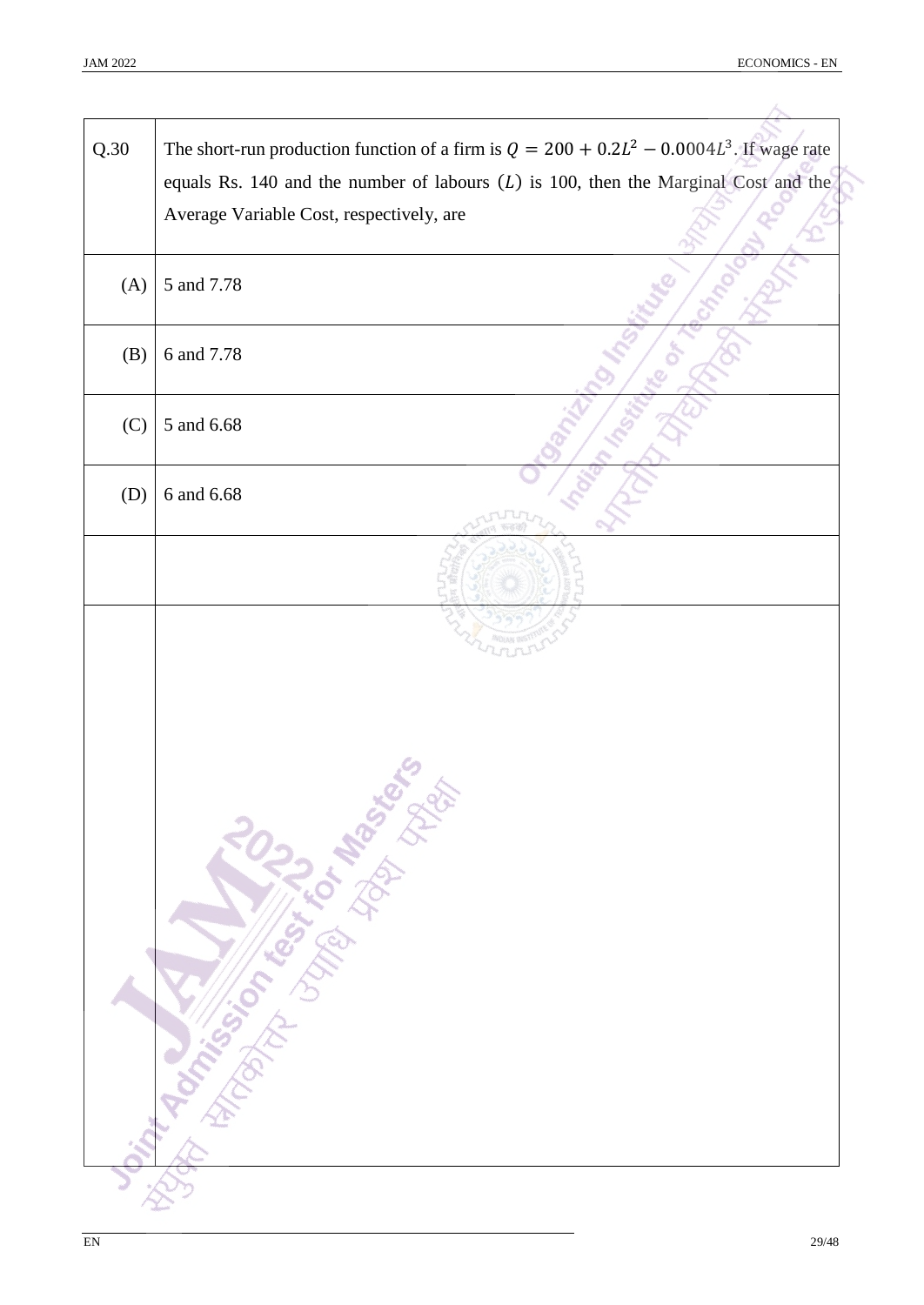| Q.30 | The short-run production function of a firm is $Q = 200 + 0.2L^2 - 0.0004L^3$. If wage rate equals Rs. 140 and the number of labours $(L)$ is 100, then the Marginal Cost and the Average Variable Cost, respectively, are |
|---|---|
| (A) | 5 and 7.78 |
| (B) | 6 and 7.78 |
| (C) | 5 and 6.68 |
| (D) | 6 and 6.68 |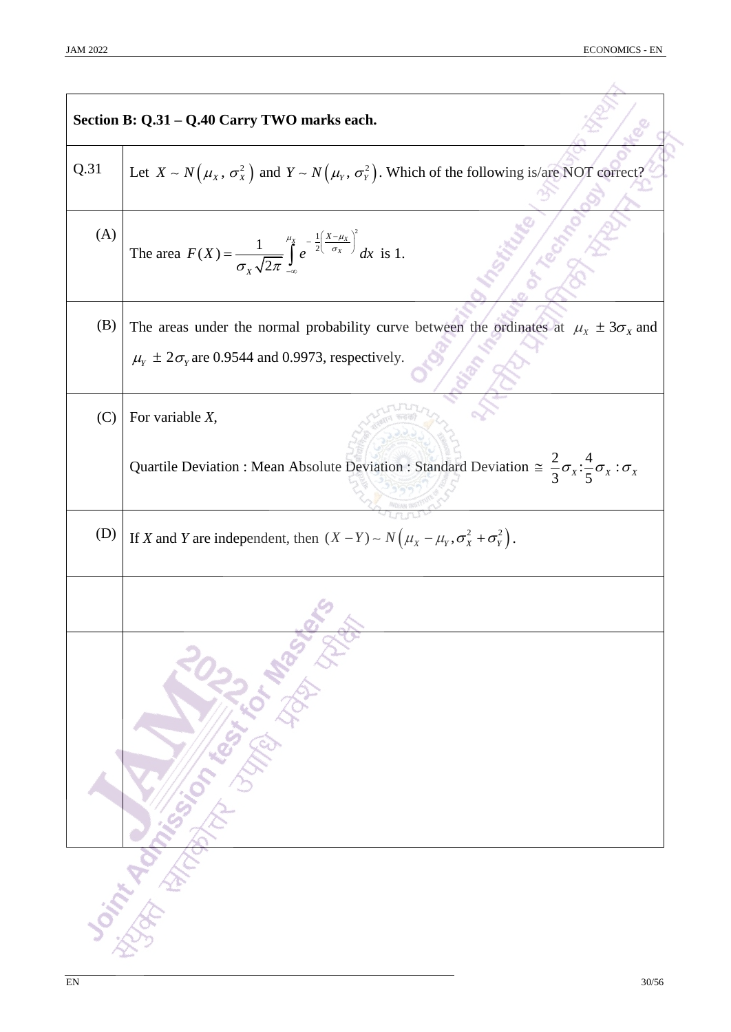**Section B: Q.31 – Q.40 Carry TWO marks each.**

| | |
|---|---|
| Q.31 | Let $X \sim N\left(\mu_X, \sigma_X^2\right)$ and $Y \sim N\left(\mu_Y, \sigma_Y^2\right)$. Which of the following is/are NOT correct? |
| (A) | The area $F(X) = \dfrac{1}{\sigma_X \sqrt{2\pi}} \displaystyle\int_{-\infty}^{\mu_X} e^{-\frac{1}{2}\left(\frac{X-\mu_X}{\sigma_X}\right)^2} dx$ is 1. |
| (B) | The areas under the normal probability curve between the ordinates at $\mu_X \pm 3\sigma_X$ and $\mu_Y \pm 2\sigma_Y$ are 0.9544 and 0.9973, respectively. |
| (C) | For variable *X*, Quartile Deviation : Mean Absolute Deviation : Standard Deviation $\cong \dfrac{2}{3}\sigma_X : \dfrac{4}{5}\sigma_X : \sigma_X$ |
| (D) | If *X* and *Y* are independent, then $(X - Y) \sim N\left(\mu_X - \mu_Y, \sigma_X^2 + \sigma_Y^2\right)$. |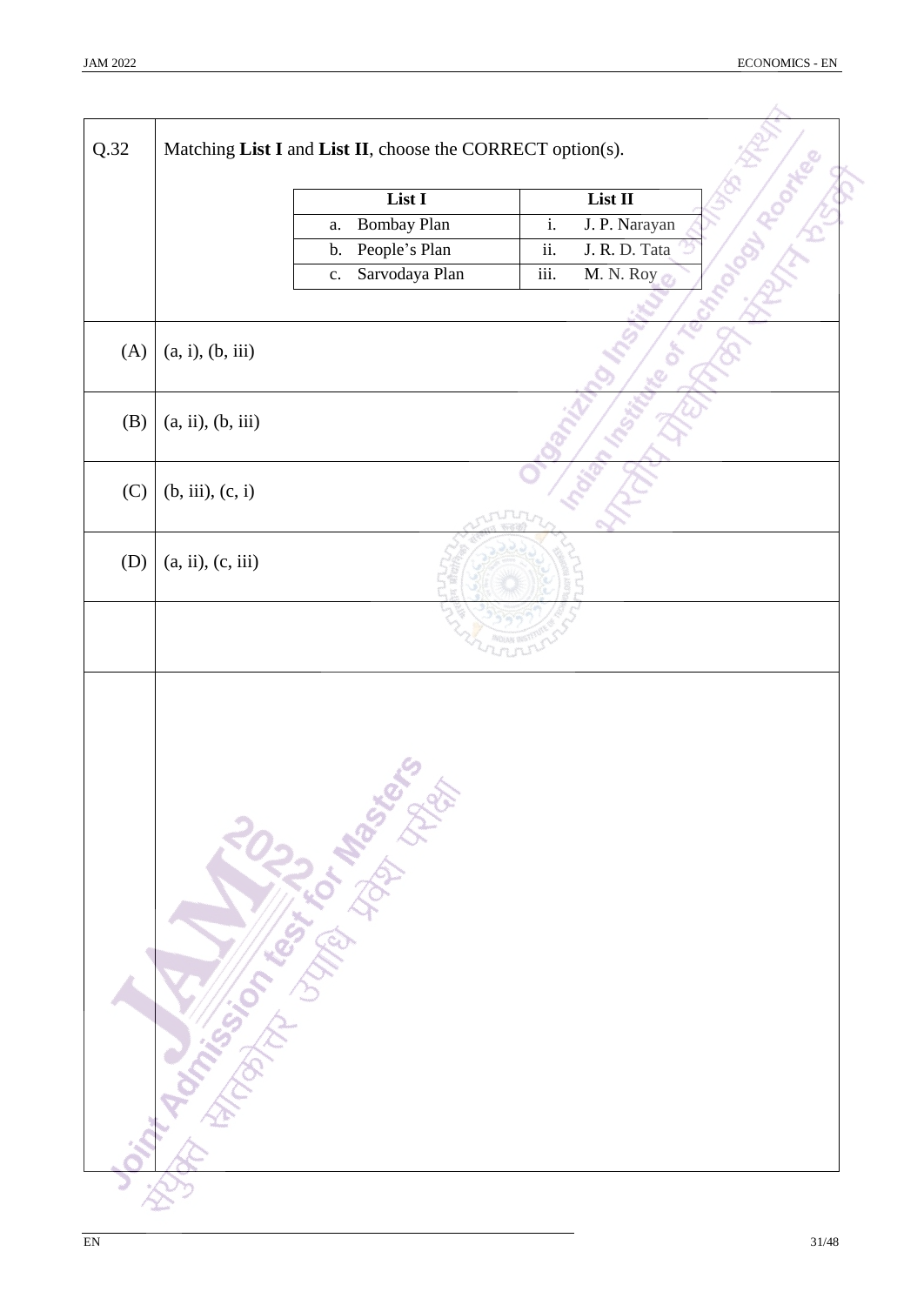Q.32 Matching **List I** and **List II**, choose the CORRECT option(s).

| List I | List II |
|---|---|
| a. Bombay Plan | i. J. P. Narayan |
| b. People's Plan | ii. J. R. D. Tata |
| c. Sarvodaya Plan | iii. M. N. Roy |

(A) (a, i), (b, iii)

(B) (a, ii), (b, iii)

(C) (b, iii), (c, i)

(D) (a, ii), (c, iii)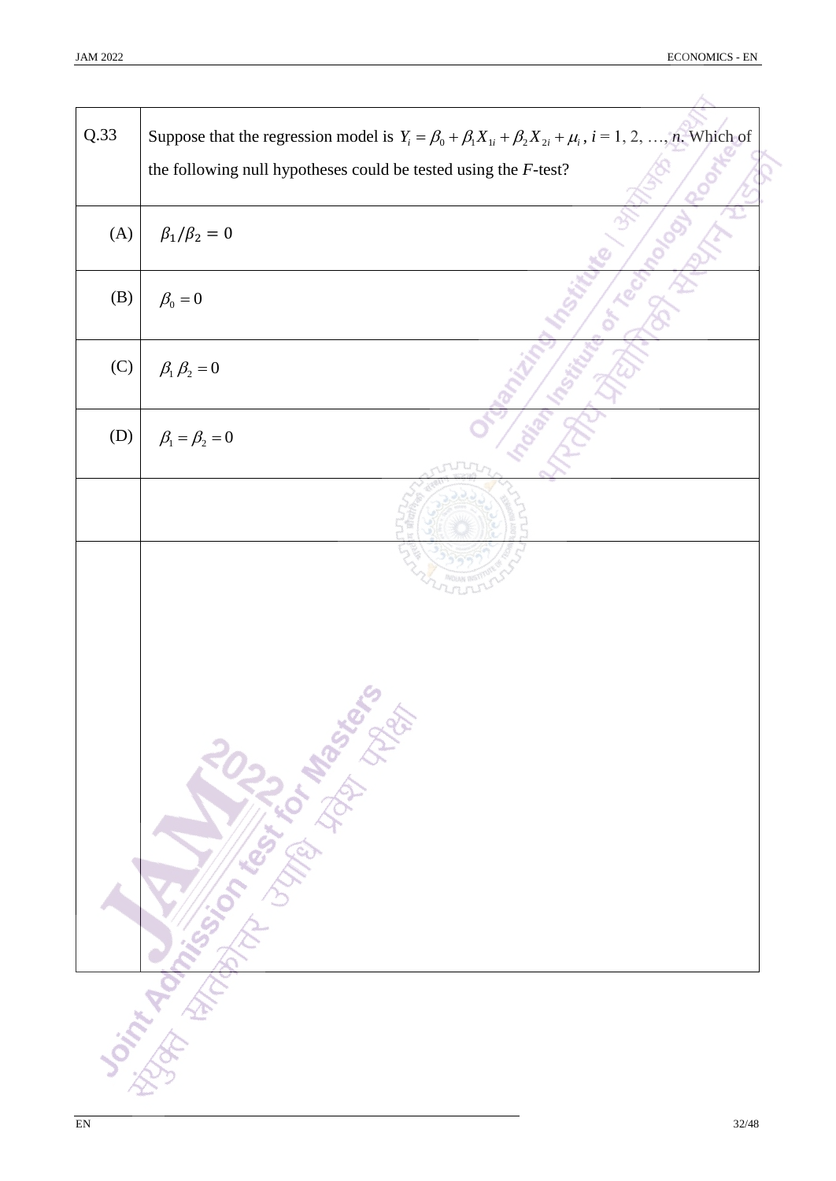**Q.33** Suppose that the regression model is $Y_i = \beta_0 + \beta_1 X_{1i} + \beta_2 X_{2i} + \mu_i$, $i = 1, 2, \ldots, n$. Which of the following null hypotheses could be tested using the $F$-test?

(A) $\beta_1/\beta_2 = 0$

(B) $\beta_0 = 0$

(C) $\beta_1 \beta_2 = 0$

(D) $\beta_1 = \beta_2 = 0$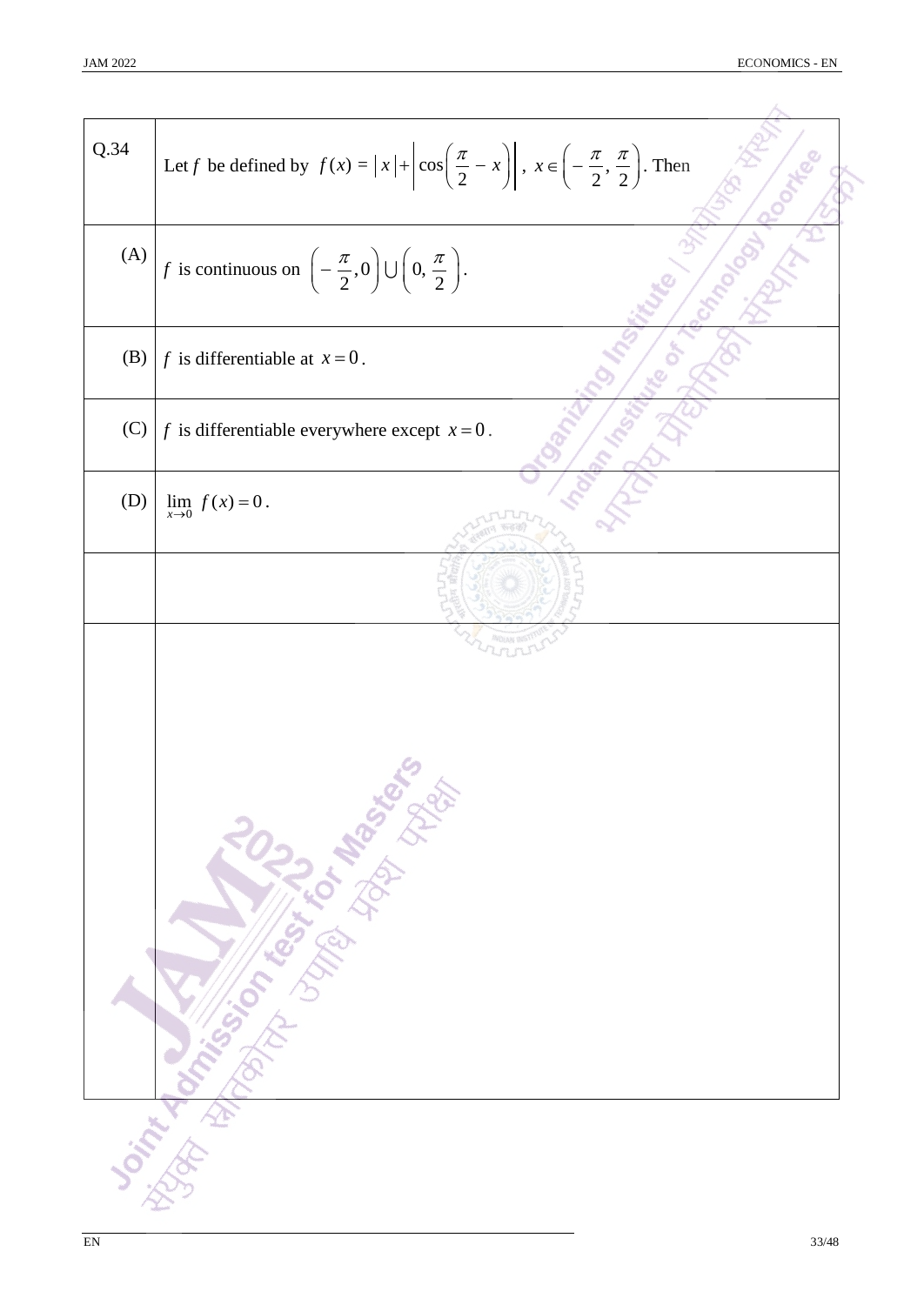Q.34 Let $f$ be defined by $f(x) = |x| + \left|\cos\left(\frac{\pi}{2} - x\right)\right|$, $x \in \left(-\frac{\pi}{2}, \frac{\pi}{2}\right)$. Then

(A) $f$ is continuous on $\left(-\frac{\pi}{2}, 0\right) \cup \left(0, \frac{\pi}{2}\right)$.

(B) $f$ is differentiable at $x = 0$.

(C) $f$ is differentiable everywhere except $x = 0$.

(D) $\lim_{x \to 0} f(x) = 0$.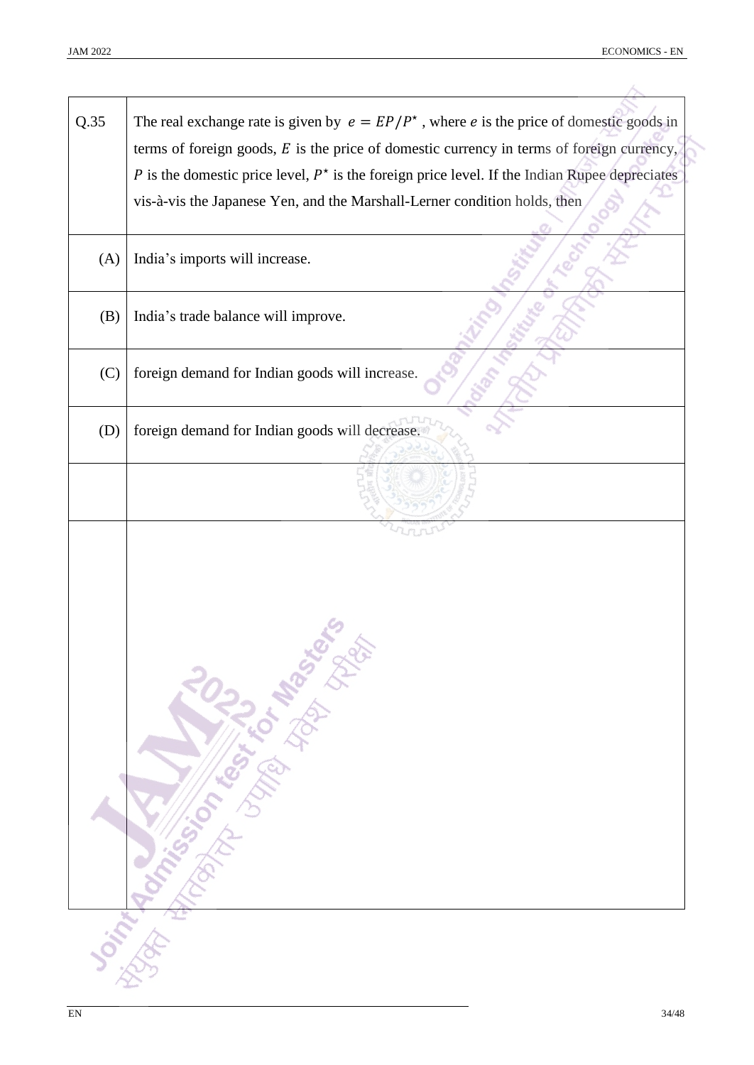| Q.35 | The real exchange rate is given by $e = EP/P^{\star}$ , where $e$ is the price of domestic goods in terms of foreign goods, $E$ is the price of domestic currency in terms of foreign currency, $P$ is the domestic price level, $P^{\star}$ is the foreign price level. If the Indian Rupee depreciates vis-à-vis the Japanese Yen, and the Marshall-Lerner condition holds, then |
|---|---|
| (A) | India's imports will increase. |
| (B) | India's trade balance will improve. |
| (C) | foreign demand for Indian goods will increase. |
| (D) | foreign demand for Indian goods will decrease. |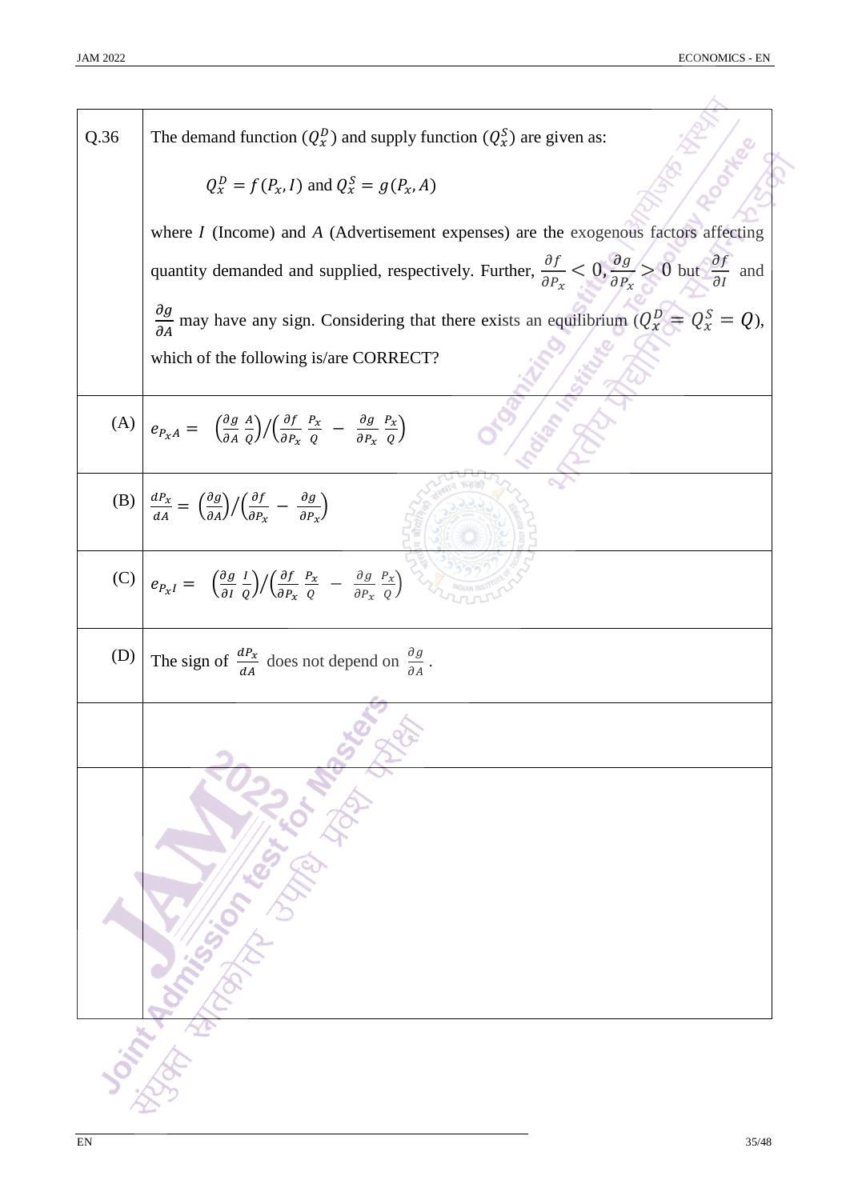| Q.36 | The demand function ($Q_x^D$) and supply function ($Q_x^S$) are given as: $Q_x^D = f(P_x, I)$ and $Q_x^S = g(P_x, A)$ where $I$ (Income) and $A$ (Advertisement expenses) are the exogenous factors affecting quantity demanded and supplied, respectively. Further, $\frac{\partial f}{\partial P_x} < 0, \frac{\partial g}{\partial P_x} > 0$ but $\frac{\partial f}{\partial I}$ and $\frac{\partial g}{\partial A}$ may have any sign. Considering that there exists an equilibrium ($Q_x^D = Q_x^S = Q$), which of the following is/are CORRECT? |
|---|---|
| (A) | $e_{P_x A} = \left(\frac{\partial g}{\partial A}\frac{A}{Q}\right) / \left(\frac{\partial f}{\partial P_x}\frac{P_x}{Q} - \frac{\partial g}{\partial P_x}\frac{P_x}{Q}\right)$ |
| (B) | $\frac{dP_x}{dA} = \left(\frac{\partial g}{\partial A}\right) / \left(\frac{\partial f}{\partial P_x} - \frac{\partial g}{\partial P_x}\right)$ |
| (C) | $e_{P_x I} = \left(\frac{\partial g}{\partial I}\frac{I}{Q}\right) / \left(\frac{\partial f}{\partial P_x}\frac{P_x}{Q} - \frac{\partial g}{\partial P_x}\frac{P_x}{Q}\right)$ |
| (D) | The sign of $\frac{dP_x}{dA}$ does not depend on $\frac{\partial g}{\partial A}$. |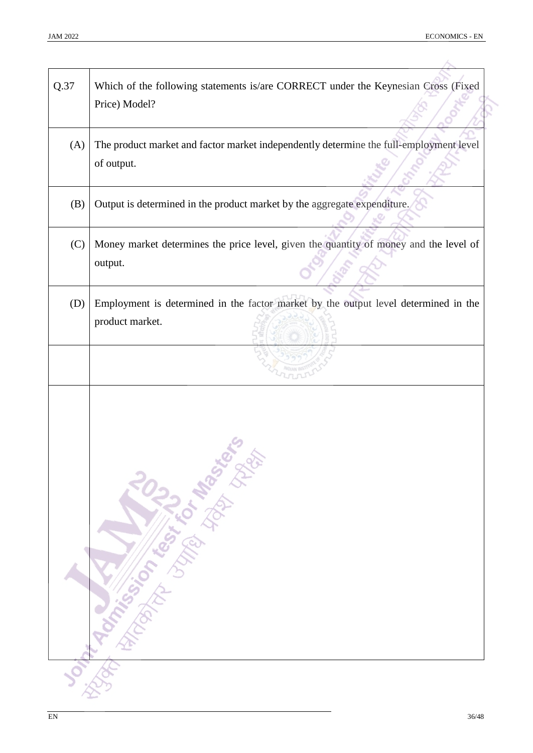| Q.37 | Which of the following statements is/are CORRECT under the Keynesian Cross (Fixed Price) Model? |
|---|---|
| (A) | The product market and factor market independently determine the full-employment level of output. |
| (B) | Output is determined in the product market by the aggregate expenditure. |
| (C) | Money market determines the price level, given the quantity of money and the level of output. |
| (D) | Employment is determined in the factor market by the output level determined in the product market. |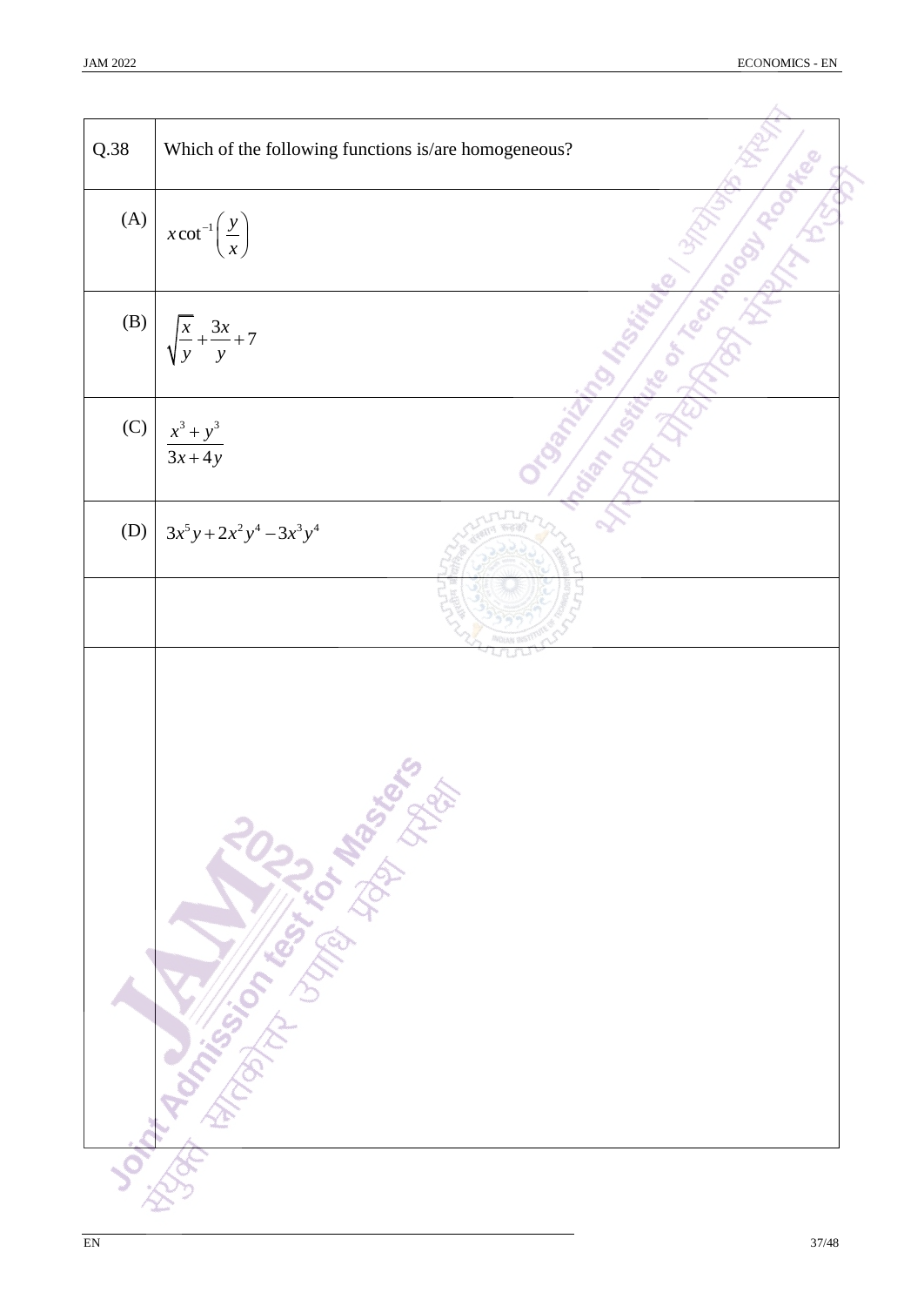| Q.38 | Which of the following functions is/are homogeneous? |
| --- | --- |
| (A) | $x\cot^{-1}\left(\dfrac{y}{x}\right)$ |
| (B) | $\sqrt{\dfrac{x}{y}} + \dfrac{3x}{y} + 7$ |
| (C) | $\dfrac{x^3 + y^3}{3x + 4y}$ |
| (D) | $3x^5y + 2x^2y^4 - 3x^3y^4$ |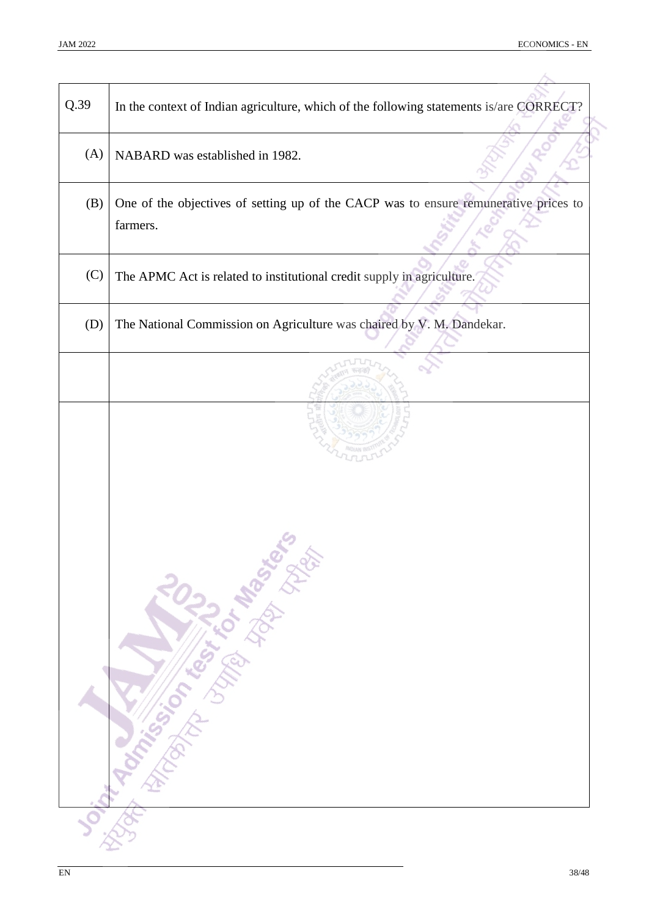| Q.39 | In the context of Indian agriculture, which of the following statements is/are CORRECT? |
| --- | --- |
| (A) | NABARD was established in 1982. |
| (B) | One of the objectives of setting up of the CACP was to ensure remunerative prices to farmers. |
| (C) | The APMC Act is related to institutional credit supply in agriculture. |
| (D) | The National Commission on Agriculture was chaired by V. M. Dandekar. |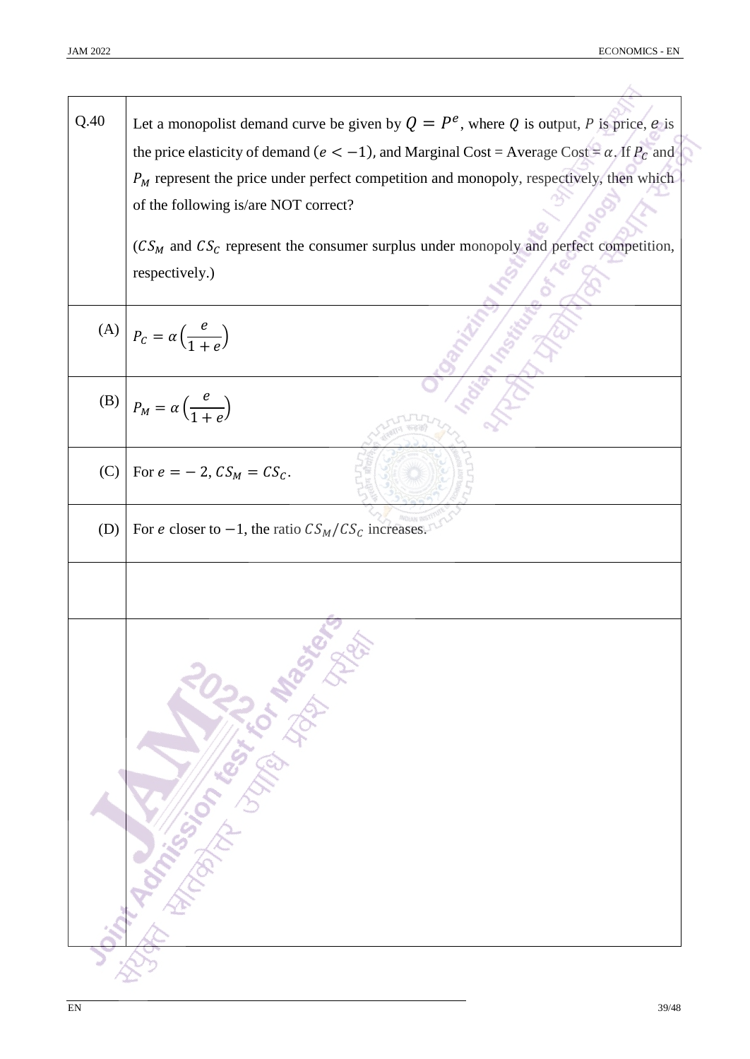| Q.40 | Let a monopolist demand curve be given by $Q = P^e$, where $Q$ is output, $P$ is price, $e$ is the price elasticity of demand ($e < -1$), and Marginal Cost = Average Cost = $\alpha$. If $P_C$ and $P_M$ represent the price under perfect competition and monopoly, respectively, then which of the following is/are NOT correct?<br><br>($CS_M$ and $CS_C$ represent the consumer surplus under monopoly and perfect competition, respectively.) |
|---|---|
| (A) | $P_C = \alpha\left(\frac{e}{1+e}\right)$ |
| (B) | $P_M = \alpha\left(\frac{e}{1+e}\right)$ |
| (C) | For $e = -2$, $CS_M = CS_C$. |
| (D) | For $e$ closer to $-1$, the ratio $CS_M/CS_C$ increases. |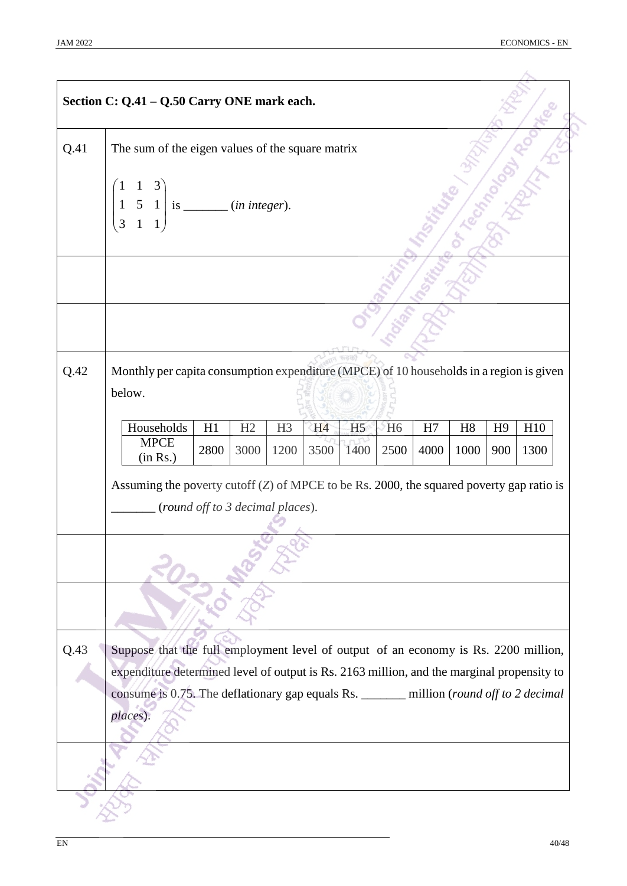## Section C: Q.41 – Q.50 Carry ONE mark each.

**Q.41** The sum of the eigen values of the square matrix

$$\begin{pmatrix} 1 & 1 & 3 \\ 1 & 5 & 1 \\ 3 & 1 & 1 \end{pmatrix}$$ is _______ (*in integer*).

**Q.42** Monthly per capita consumption expenditure (MPCE) of 10 households in a region is given below.

| Households | H1 | H2 | H3 | H4 | H5 | H6 | H7 | H8 | H9 | H10 |
|---|---|---|---|---|---|---|---|---|---|---|
| MPCE (in Rs.) | 2800 | 3000 | 1200 | 3500 | 1400 | 2500 | 4000 | 1000 | 900 | 1300 |

Assuming the poverty cutoff ($Z$) of MPCE to be Rs. 2000, the squared poverty gap ratio is _______ (*round off to 3 decimal places*).

**Q.43** Suppose that the full employment level of output of an economy is Rs. 2200 million, expenditure determined level of output is Rs. 2163 million, and the marginal propensity to consume is 0.75. The deflationary gap equals Rs. _______ million (*round off to 2 decimal places*).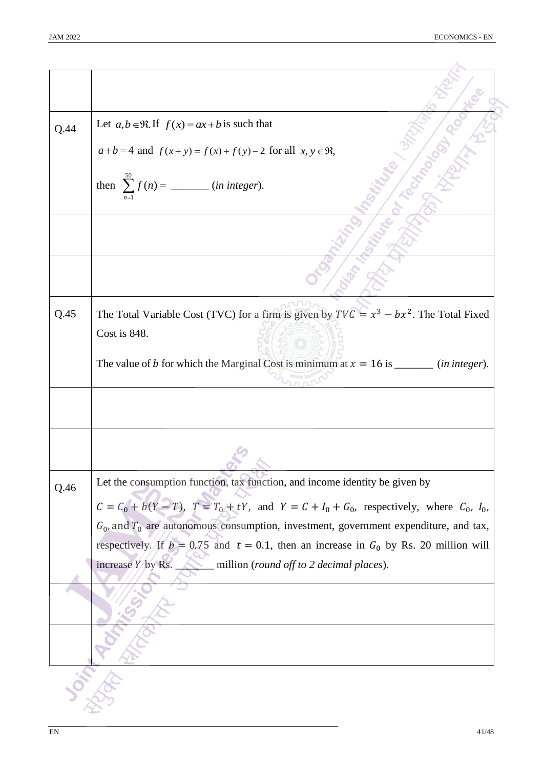| | |
|---|---|
| | |
| Q.44 | Let $a, b \in \Re$. If $f(x) = ax + b$ is such that<br><br>$a + b = 4$ and $f(x+y) = f(x) + f(y) - 2$ for all $x, y \in \Re$,<br><br>then $\sum_{n=1}^{50} f(n) =$ _______ (*in integer*). |
| | |
| | |
| Q.45 | The Total Variable Cost (TVC) for a firm is given by $TVC = x^3 - bx^2$. The Total Fixed Cost is 848.<br><br>The value of $b$ for which the Marginal Cost is minimum at $x = 16$ is _______ (*in integer*). |
| | |
| | |
| Q.46 | Let the consumption function, tax function, and income identity be given by<br><br>$C = C_0 + b(Y - T)$, $T = T_0 + tY$, and $Y = C + I_0 + G_0$, respectively, where $C_0$, $I_0$, $G_0$, and $T_0$ are autonomous consumption, investment, government expenditure, and tax, respectively. If $b = 0.75$ and $t = 0.1$, then an increase in $G_0$ by Rs. 20 million will increase $Y$ by Rs. _______ million (*round off to 2 decimal places*). |
| | |
| | |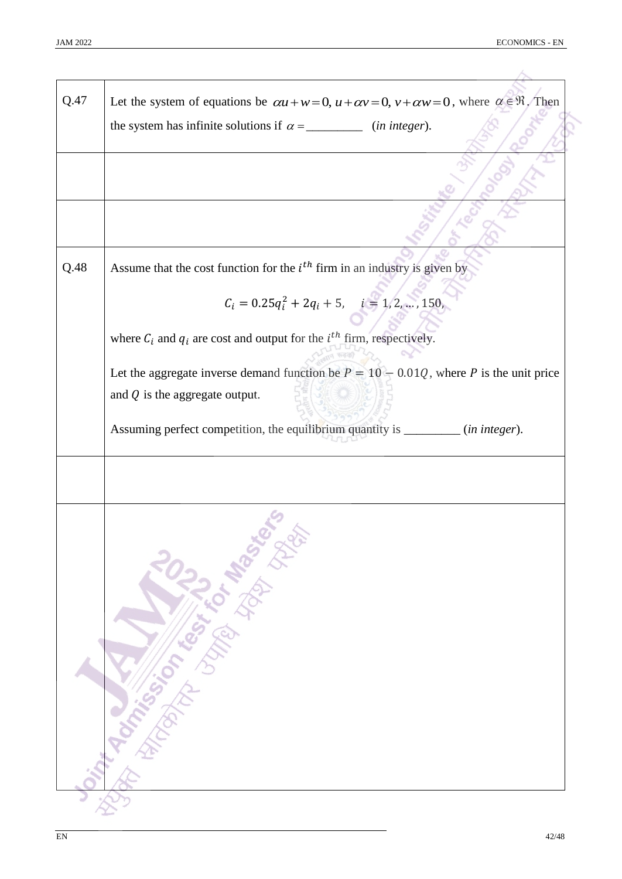| | |
|---|---|
| Q.47 | Let the system of equations be $\alpha u + w = 0,\ u + \alpha v = 0,\ v + \alpha w = 0$, where $\alpha \in \Re$. Then the system has infinite solutions if $\alpha =$ _________ (*in integer*). |
| | |
| | |
| Q.48 | Assume that the cost function for the $i^{th}$ firm in an industry is given by $$C_i = 0.25q_i^2 + 2q_i + 5, \quad i = 1, 2, \dots, 150,$$ where $C_i$ and $q_i$ are cost and output for the $i^{th}$ firm, respectively. Let the aggregate inverse demand function be $P = 10 - 0.01Q$, where $P$ is the unit price and $Q$ is the aggregate output. Assuming perfect competition, the equilibrium quantity is _________ (*in integer*). |
| | |
| | |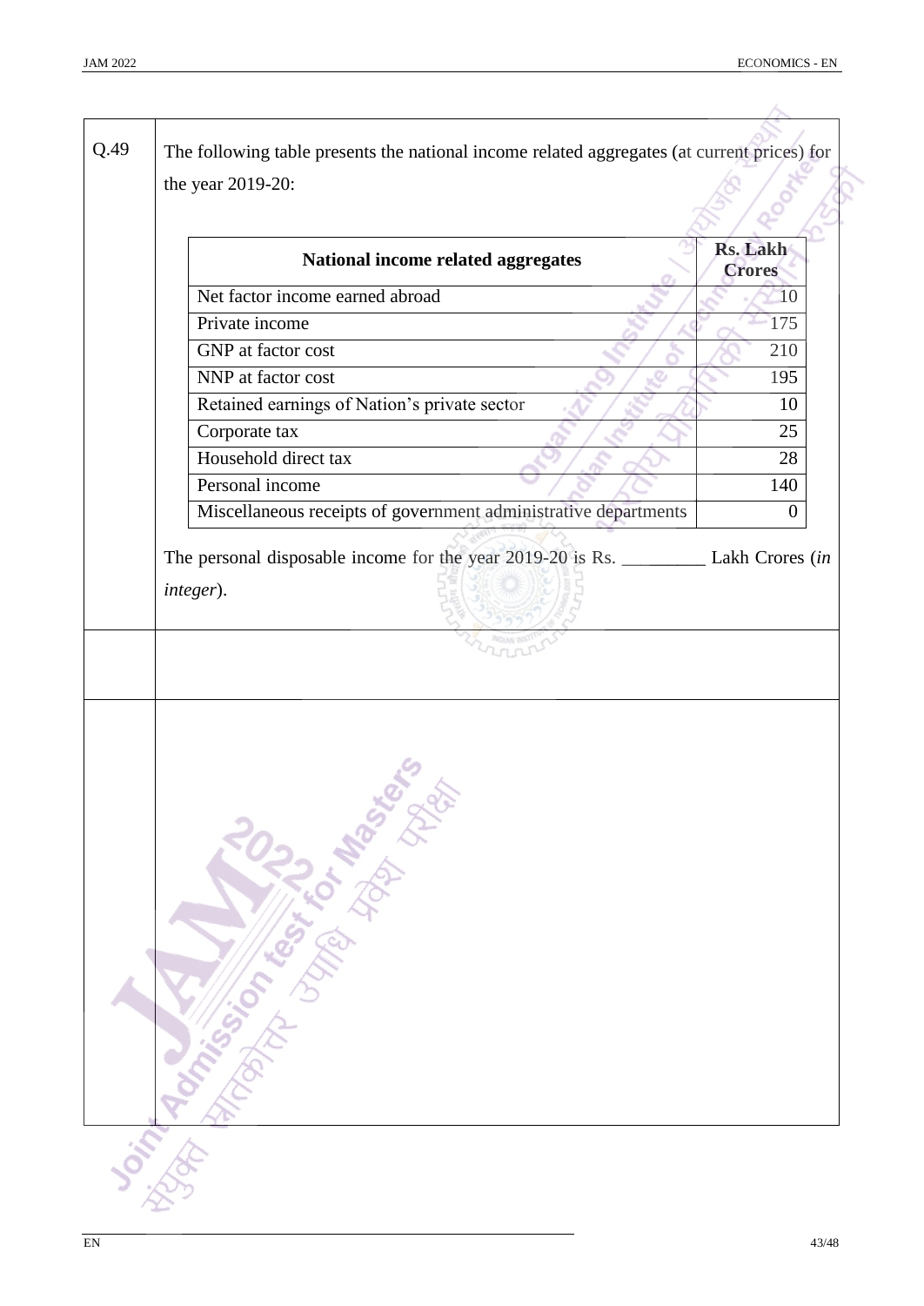Q.49 The following table presents the national income related aggregates (at current prices) for the year 2019-20:

| National income related aggregates | Rs. Lakh Crores |
|---|---|
| Net factor income earned abroad | 10 |
| Private income | 175 |
| GNP at factor cost | 210 |
| NNP at factor cost | 195 |
| Retained earnings of Nation's private sector | 10 |
| Corporate tax | 25 |
| Household direct tax | 28 |
| Personal income | 140 |
| Miscellaneous receipts of government administrative departments | 0 |

The personal disposable income for the year 2019-20 is Rs. _________ Lakh Crores (*in integer*).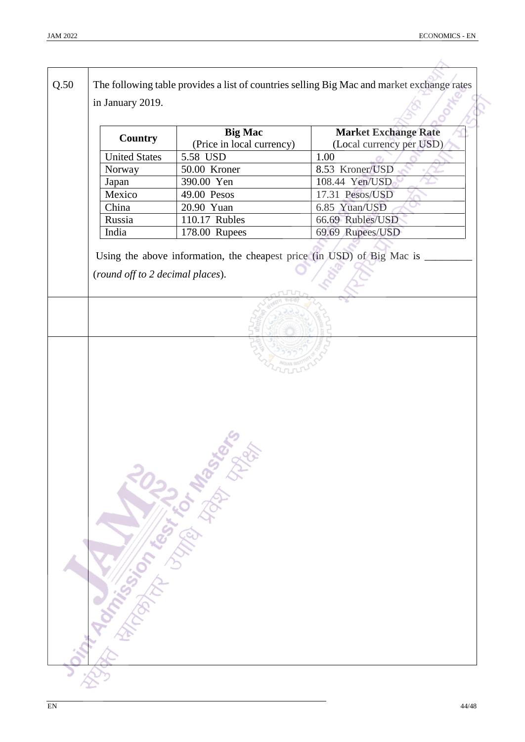Q.50 The following table provides a list of countries selling Big Mac and market exchange rates in January 2019.

| Country | Big Mac (Price in local currency) | Market Exchange Rate (Local currency per USD) |
|---|---|---|
| United States | 5.58 USD | 1.00 |
| Norway | 50.00 Kroner | 8.53 Kroner/USD |
| Japan | 390.00 Yen | 108.44 Yen/USD |
| Mexico | 49.00 Pesos | 17.31 Pesos/USD |
| China | 20.90 Yuan | 6.85 Yuan/USD |
| Russia | 110.17 Rubles | 66.69 Rubles/USD |
| India | 178.00 Rupees | 69.69 Rupees/USD |

Using the above information, the cheapest price (in USD) of Big Mac is _________ (*round off to 2 decimal places*).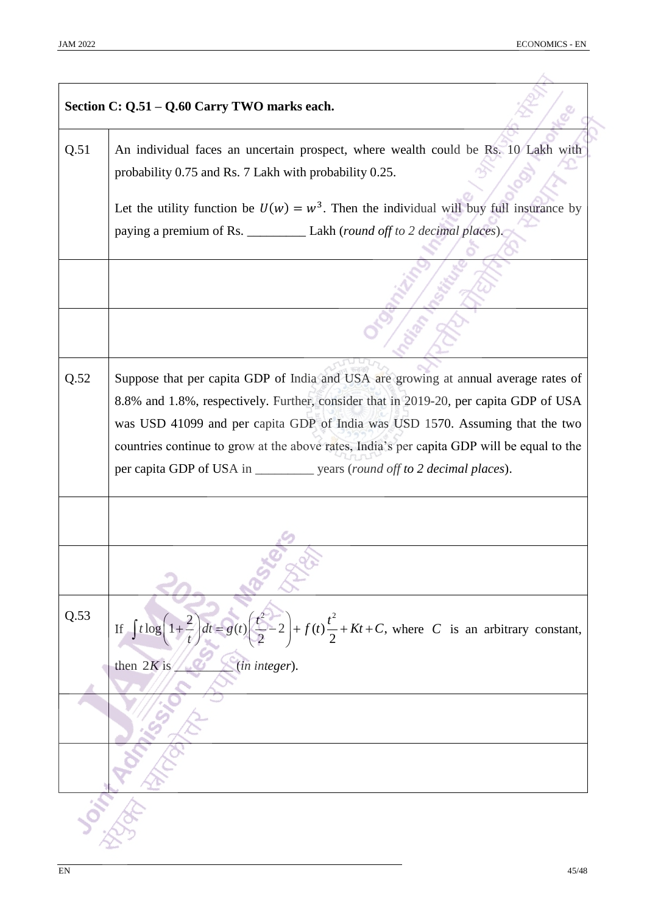**Section C: Q.51 – Q.60 Carry TWO marks each.**

| | |
|---|---|
| Q.51 | An individual faces an uncertain prospect, where wealth could be Rs. 10 Lakh with probability 0.75 and Rs. 7 Lakh with probability 0.25. <br><br> Let the utility function be $U(w) = w^3$. Then the individual will buy full insurance by paying a premium of Rs. _________ Lakh (*round off to 2 decimal places*). |
| | |
| | |
| Q.52 | Suppose that per capita GDP of India and USA are growing at annual average rates of 8.8% and 1.8%, respectively. Further, consider that in 2019-20, per capita GDP of USA was USD 41099 and per capita GDP of India was USD 1570. Assuming that the two countries continue to grow at the above rates, India's per capita GDP will be equal to the per capita GDP of USA in _________ years (*round off to 2 decimal places*). |
| | |
| | |
| Q.53 | If $\int t \log\left(1+\frac{2}{t}\right) dt = g(t)\left(\frac{t^2}{2}-2\right) + f(t)\frac{t^2}{2} + Kt + C$, where $C$ is an arbitrary constant, then $2K$ is _________ (*in integer*). |
| | |
| | |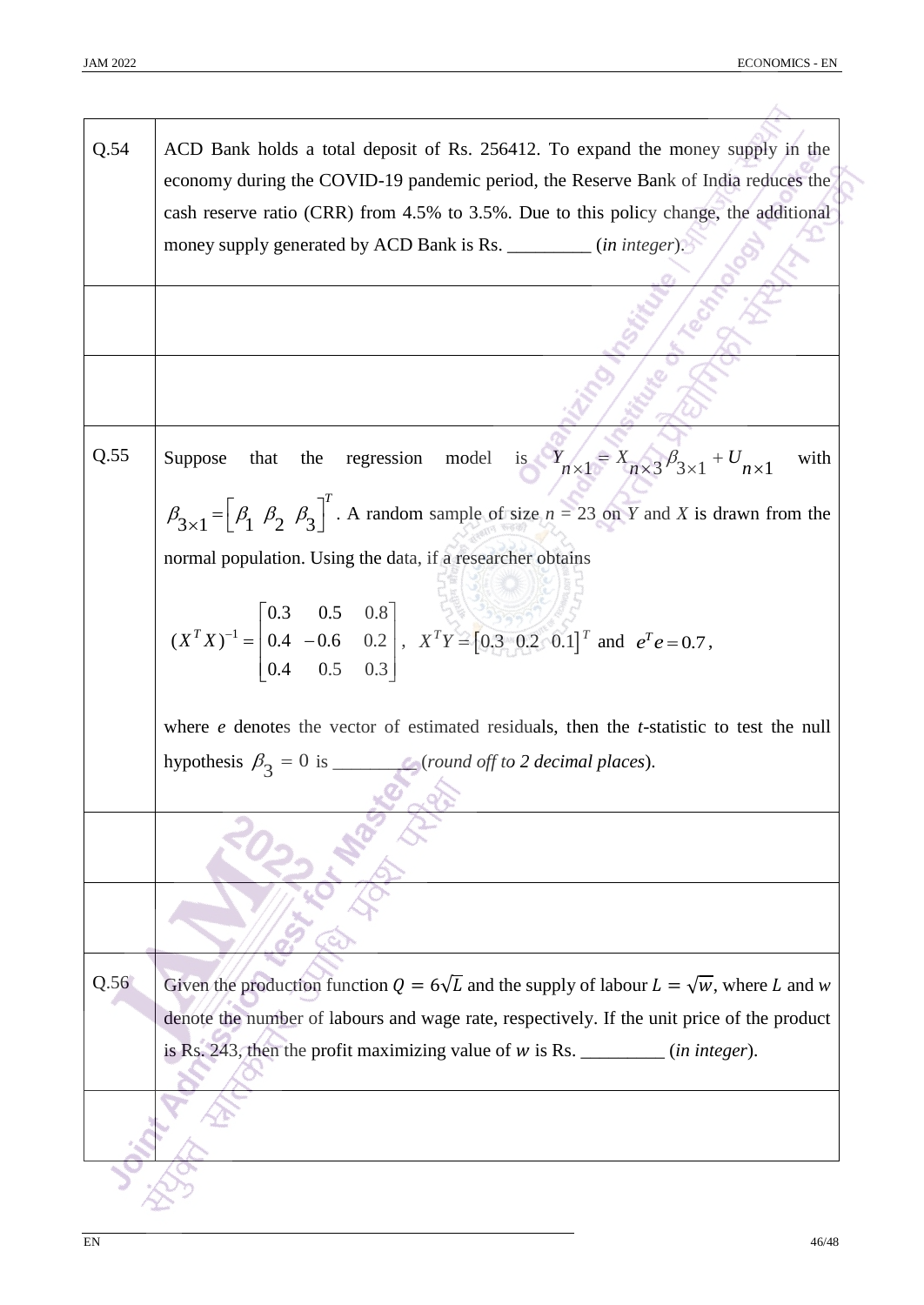| | |
|---|---|
| Q.54 | ACD Bank holds a total deposit of Rs. 256412. To expand the money supply in the economy during the COVID-19 pandemic period, the Reserve Bank of India reduces the cash reserve ratio (CRR) from 4.5% to 3.5%. Due to this policy change, the additional money supply generated by ACD Bank is Rs. _________ (*in integer*). |
| | |
| | |
| Q.55 | Suppose that the regression model is $Y_{n\times 1} = X_{n\times 3}\beta_{3\times 1} + U_{n\times 1}$ with $\beta_{3\times 1} = \begin{bmatrix}\beta_1 & \beta_2 & \beta_3\end{bmatrix}^T$. A random sample of size $n = 23$ on $Y$ and $X$ is drawn from the normal population. Using the data, if a researcher obtains $$(X^TX)^{-1} = \begin{bmatrix} 0.3 & 0.5 & 0.8 \\ 0.4 & -0.6 & 0.2 \\ 0.4 & 0.5 & 0.3 \end{bmatrix},\ X^TY = \begin{bmatrix}0.3 & 0.2 & 0.1\end{bmatrix}^T \text{ and } e^Te = 0.7,$$ where $e$ denotes the vector of estimated residuals, then the $t$-statistic to test the null hypothesis $\beta_3 = 0$ is _________ (*round off to 2 decimal places*). |
| | |
| | |
| Q.56 | Given the production function $Q = 6\sqrt{L}$ and the supply of labour $L = \sqrt{w}$, where $L$ and $w$ denote the number of labours and wage rate, respectively. If the unit price of the product is Rs. 243, then the profit maximizing value of $w$ is Rs. _________ (*in integer*). |
| | |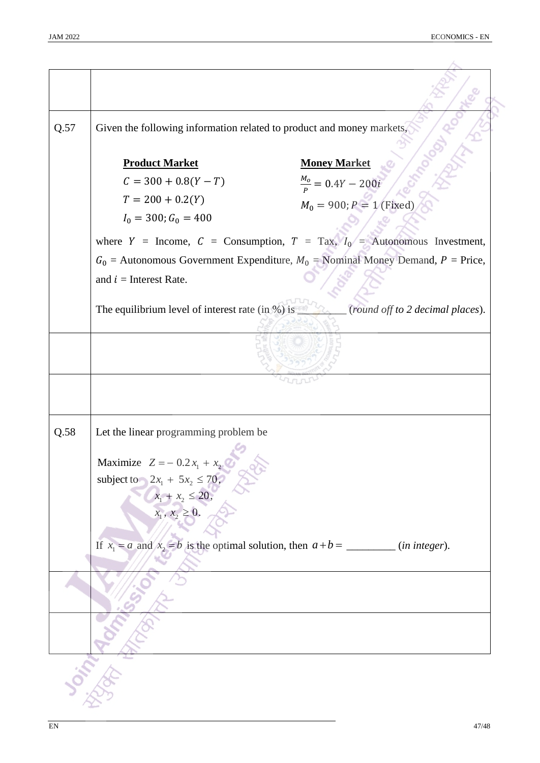**Q.57** Given the following information related to product and money markets,

**Product Market**

$C = 300 + 0.8(Y - T)$

$T = 200 + 0.2(Y)$

$I_0 = 300; G_0 = 400$

**Money Market**

$\frac{M_o}{P} = 0.4Y - 200i$

$M_0 = 900; P = 1$ (Fixed)

where $Y$ = Income, $C$ = Consumption, $T$ = Tax, $I_0$ = Autonomous Investment, $G_0$ = Autonomous Government Expenditure, $M_0$ = Nominal Money Demand, $P$ = Price, and $i$ = Interest Rate.

The equilibrium level of interest rate (in %) is _________ (*round off to 2 decimal places*).

**Q.58** Let the linear programming problem be

Maximize $Z = -0.2x_1 + x_2$

subject to $2x_1 + 5x_2 \leq 70,$

$x_1 + x_2 \leq 20,$

$x_1, x_2 \geq 0.$

If $x_1 = a$ and $x_2 = b$ is the optimal solution, then $a + b =$ _________ (*in integer*).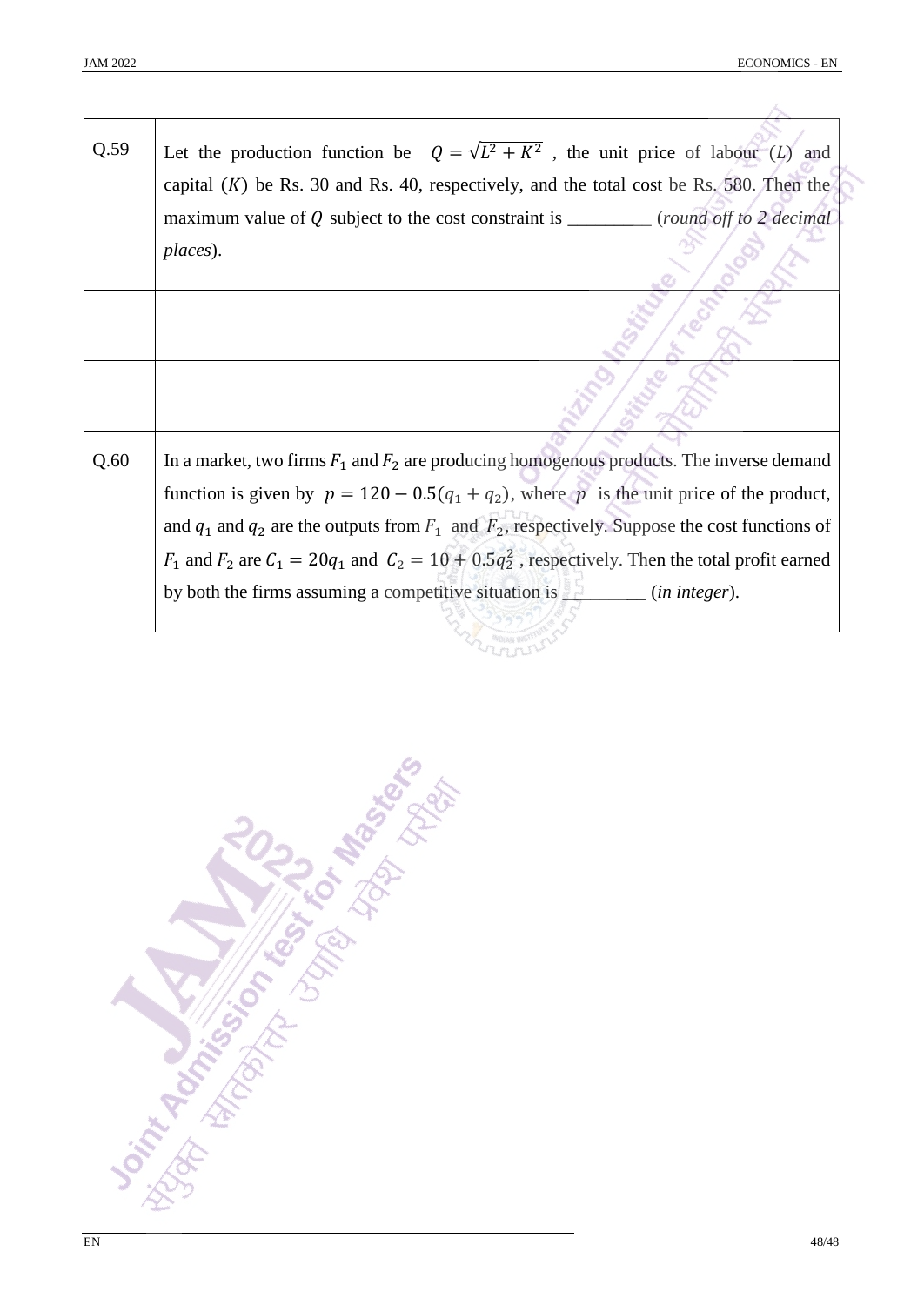| | |
|---|---|
| Q.59 | Let the production function be $Q = \sqrt{L^2 + K^2}$ , the unit price of labour ($L$) and capital ($K$) be Rs. 30 and Rs. 40, respectively, and the total cost be Rs. 580. Then the maximum value of $Q$ subject to the cost constraint is _________ (*round off to 2 decimal places*). |
| | |
| | |
| Q.60 | In a market, two firms $F_1$ and $F_2$ are producing homogenous products. The inverse demand function is given by $p = 120 - 0.5(q_1 + q_2)$, where $p$ is the unit price of the product, and $q_1$ and $q_2$ are the outputs from $F_1$ and $F_2$, respectively. Suppose the cost functions of $F_1$ and $F_2$ are $C_1 = 20q_1$ and $C_2 = 10 + 0.5q_2^2$ , respectively. Then the total profit earned by both the firms assuming a competitive situation is _________ (*in integer*). |